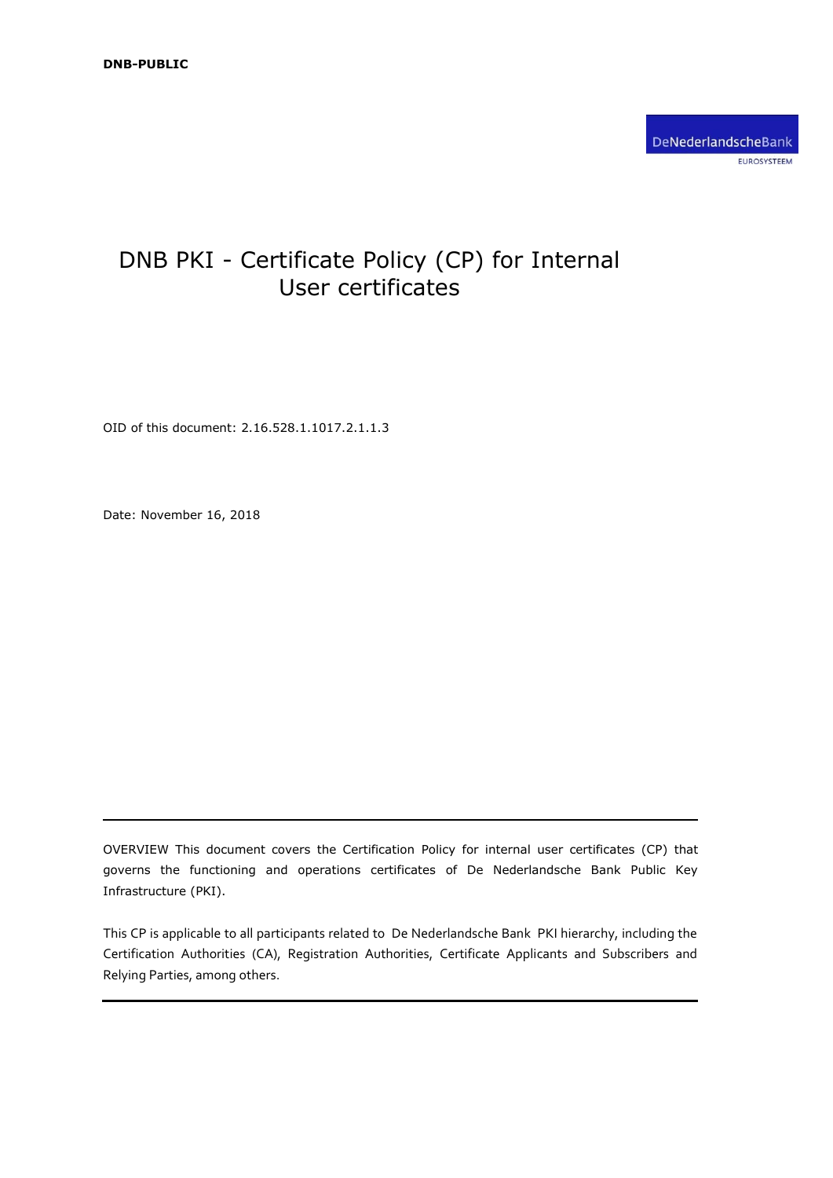**DNB-PUBLIC**

DeNederlandscheBank
EUROSYSTEEM

# DNB PKI - Certificate Policy (CP) for Internal User certificates

OID of this document: 2.16.528.1.1017.2.1.1.3

Date: November 16, 2018

---

OVERVIEW This document covers the Certification Policy for internal user certificates (CP) that governs the functioning and operations certificates of De Nederlandsche Bank Public Key Infrastructure (PKI).

This CP is applicable to all participants related to De Nederlandsche Bank PKI hierarchy, including the Certification Authorities (CA), Registration Authorities, Certificate Applicants and Subscribers and Relying Parties, among others.

---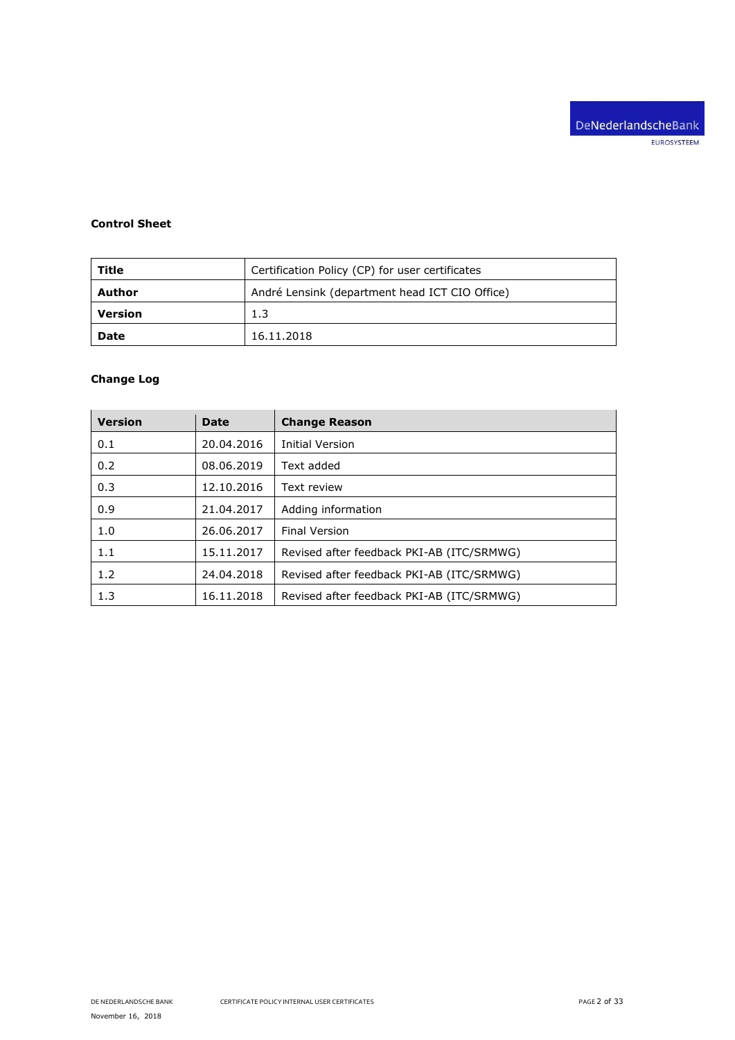**Control Sheet**

| **Title** | Certification Policy (CP) for user certificates |
|---|---|
| **Author** | André Lensink (department head ICT CIO Office) |
| **Version** | 1.3 |
| **Date** | 16.11.2018 |

**Change Log**

| Version | Date | Change Reason |
|---|---|---|
| 0.1 | 20.04.2016 | Initial Version |
| 0.2 | 08.06.2019 | Text added |
| 0.3 | 12.10.2016 | Text review |
| 0.9 | 21.04.2017 | Adding information |
| 1.0 | 26.06.2017 | Final Version |
| 1.1 | 15.11.2017 | Revised after feedback PKI-AB (ITC/SRMWG) |
| 1.2 | 24.04.2018 | Revised after feedback PKI-AB (ITC/SRMWG) |
| 1.3 | 16.11.2018 | Revised after feedback PKI-AB (ITC/SRMWG) |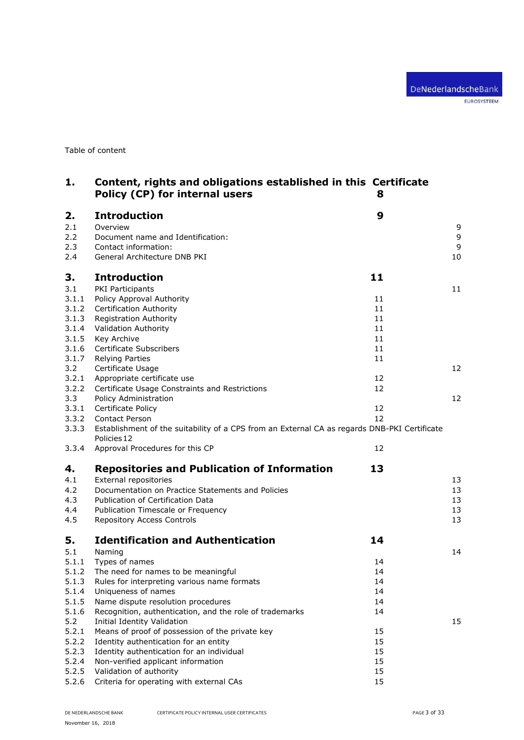Table of content

| | | |
|---|---|---|
| **1.** | **Content, rights and obligations established in this Certificate Policy (CP) for internal users** | **8** |
| **2.** | **Introduction** | **9** |
| 2.1 | Overview | 9 |
| 2.2 | Document name and Identification: | 9 |
| 2.3 | Contact information: | 9 |
| 2.4 | General Architecture DNB PKI | 10 |
| **3.** | **Introduction** | **11** |
| 3.1 | PKI Participants | 11 |
| 3.1.1 | Policy Approval Authority | 11 |
| 3.1.2 | Certification Authority | 11 |
| 3.1.3 | Registration Authority | 11 |
| 3.1.4 | Validation Authority | 11 |
| 3.1.5 | Key Archive | 11 |
| 3.1.6 | Certificate Subscribers | 11 |
| 3.1.7 | Relying Parties | 11 |
| 3.2 | Certificate Usage | 12 |
| 3.2.1 | Appropriate certificate use | 12 |
| 3.2.2 | Certificate Usage Constraints and Restrictions | 12 |
| 3.3 | Policy Administration | 12 |
| 3.3.1 | Certificate Policy | 12 |
| 3.3.2 | Contact Person | 12 |
| 3.3.3 | Establishment of the suitability of a CPS from an External CA as regards DNB-PKI Certificate Policies | 12 |
| 3.3.4 | Approval Procedures for this CP | 12 |
| **4.** | **Repositories and Publication of Information** | **13** |
| 4.1 | External repositories | 13 |
| 4.2 | Documentation on Practice Statements and Policies | 13 |
| 4.3 | Publication of Certification Data | 13 |
| 4.4 | Publication Timescale or Frequency | 13 |
| 4.5 | Repository Access Controls | 13 |
| **5.** | **Identification and Authentication** | **14** |
| 5.1 | Naming | 14 |
| 5.1.1 | Types of names | 14 |
| 5.1.2 | The need for names to be meaningful | 14 |
| 5.1.3 | Rules for interpreting various name formats | 14 |
| 5.1.4 | Uniqueness of names | 14 |
| 5.1.5 | Name dispute resolution procedures | 14 |
| 5.1.6 | Recognition, authentication, and the role of trademarks | 14 |
| 5.2 | Initial Identity Validation | 15 |
| 5.2.1 | Means of proof of possession of the private key | 15 |
| 5.2.2 | Identity authentication for an entity | 15 |
| 5.2.3 | Identity authentication for an individual | 15 |
| 5.2.4 | Non-verified applicant information | 15 |
| 5.2.5 | Validation of authority | 15 |
| 5.2.6 | Criteria for operating with external CAs | 15 |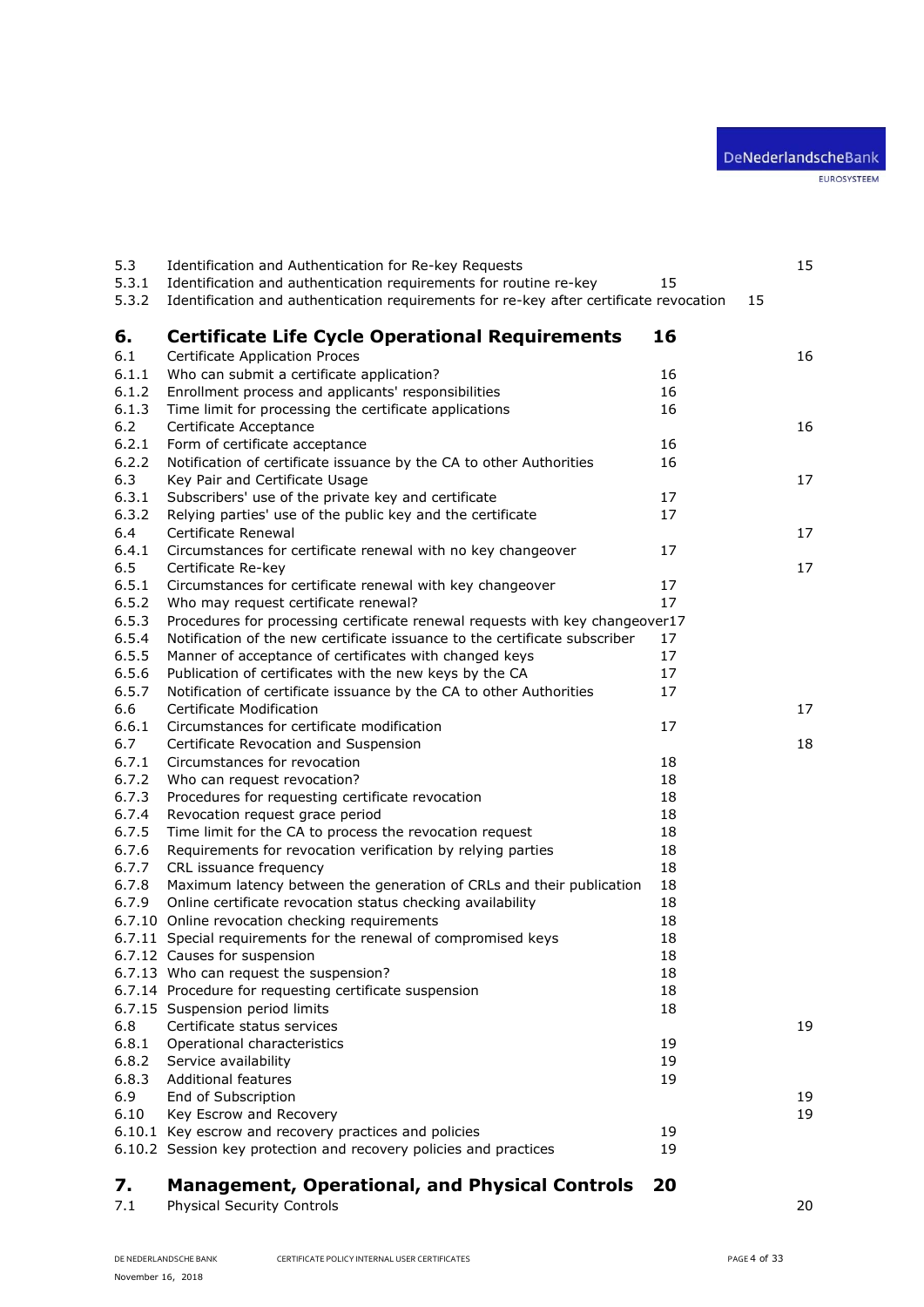| | | |
|---|---|---|
| 5.3 | Identification and Authentication for Re-key Requests | 15 |
| 5.3.1 | Identification and authentication requirements for routine re-key | 15 |
| 5.3.2 | Identification and authentication requirements for re-key after certificate revocation | 15 |
| **6.** | **Certificate Life Cycle Operational Requirements** | **16** |
| 6.1 | Certificate Application Proces | 16 |
| 6.1.1 | Who can submit a certificate application? | 16 |
| 6.1.2 | Enrollment process and applicants' responsibilities | 16 |
| 6.1.3 | Time limit for processing the certificate applications | 16 |
| 6.2 | Certificate Acceptance | 16 |
| 6.2.1 | Form of certificate acceptance | 16 |
| 6.2.2 | Notification of certificate issuance by the CA to other Authorities | 16 |
| 6.3 | Key Pair and Certificate Usage | 17 |
| 6.3.1 | Subscribers' use of the private key and certificate | 17 |
| 6.3.2 | Relying parties' use of the public key and the certificate | 17 |
| 6.4 | Certificate Renewal | 17 |
| 6.4.1 | Circumstances for certificate renewal with no key changeover | 17 |
| 6.5 | Certificate Re-key | 17 |
| 6.5.1 | Circumstances for certificate renewal with key changeover | 17 |
| 6.5.2 | Who may request certificate renewal? | 17 |
| 6.5.3 | Procedures for processing certificate renewal requests with key changeover | 17 |
| 6.5.4 | Notification of the new certificate issuance to the certificate subscriber | 17 |
| 6.5.5 | Manner of acceptance of certificates with changed keys | 17 |
| 6.5.6 | Publication of certificates with the new keys by the CA | 17 |
| 6.5.7 | Notification of certificate issuance by the CA to other Authorities | 17 |
| 6.6 | Certificate Modification | 17 |
| 6.6.1 | Circumstances for certificate modification | 17 |
| 6.7 | Certificate Revocation and Suspension | 18 |
| 6.7.1 | Circumstances for revocation | 18 |
| 6.7.2 | Who can request revocation? | 18 |
| 6.7.3 | Procedures for requesting certificate revocation | 18 |
| 6.7.4 | Revocation request grace period | 18 |
| 6.7.5 | Time limit for the CA to process the revocation request | 18 |
| 6.7.6 | Requirements for revocation verification by relying parties | 18 |
| 6.7.7 | CRL issuance frequency | 18 |
| 6.7.8 | Maximum latency between the generation of CRLs and their publication | 18 |
| 6.7.9 | Online certificate revocation status checking availability | 18 |
| 6.7.10 | Online revocation checking requirements | 18 |
| 6.7.11 | Special requirements for the renewal of compromised keys | 18 |
| 6.7.12 | Causes for suspension | 18 |
| 6.7.13 | Who can request the suspension? | 18 |
| 6.7.14 | Procedure for requesting certificate suspension | 18 |
| 6.7.15 | Suspension period limits | 18 |
| 6.8 | Certificate status services | 19 |
| 6.8.1 | Operational characteristics | 19 |
| 6.8.2 | Service availability | 19 |
| 6.8.3 | Additional features | 19 |
| 6.9 | End of Subscription | 19 |
| 6.10 | Key Escrow and Recovery | 19 |
| 6.10.1 | Key escrow and recovery practices and policies | 19 |
| 6.10.2 | Session key protection and recovery policies and practices | 19 |
| **7.** | **Management, Operational, and Physical Controls** | **20** |
| 7.1 | Physical Security Controls | 20 |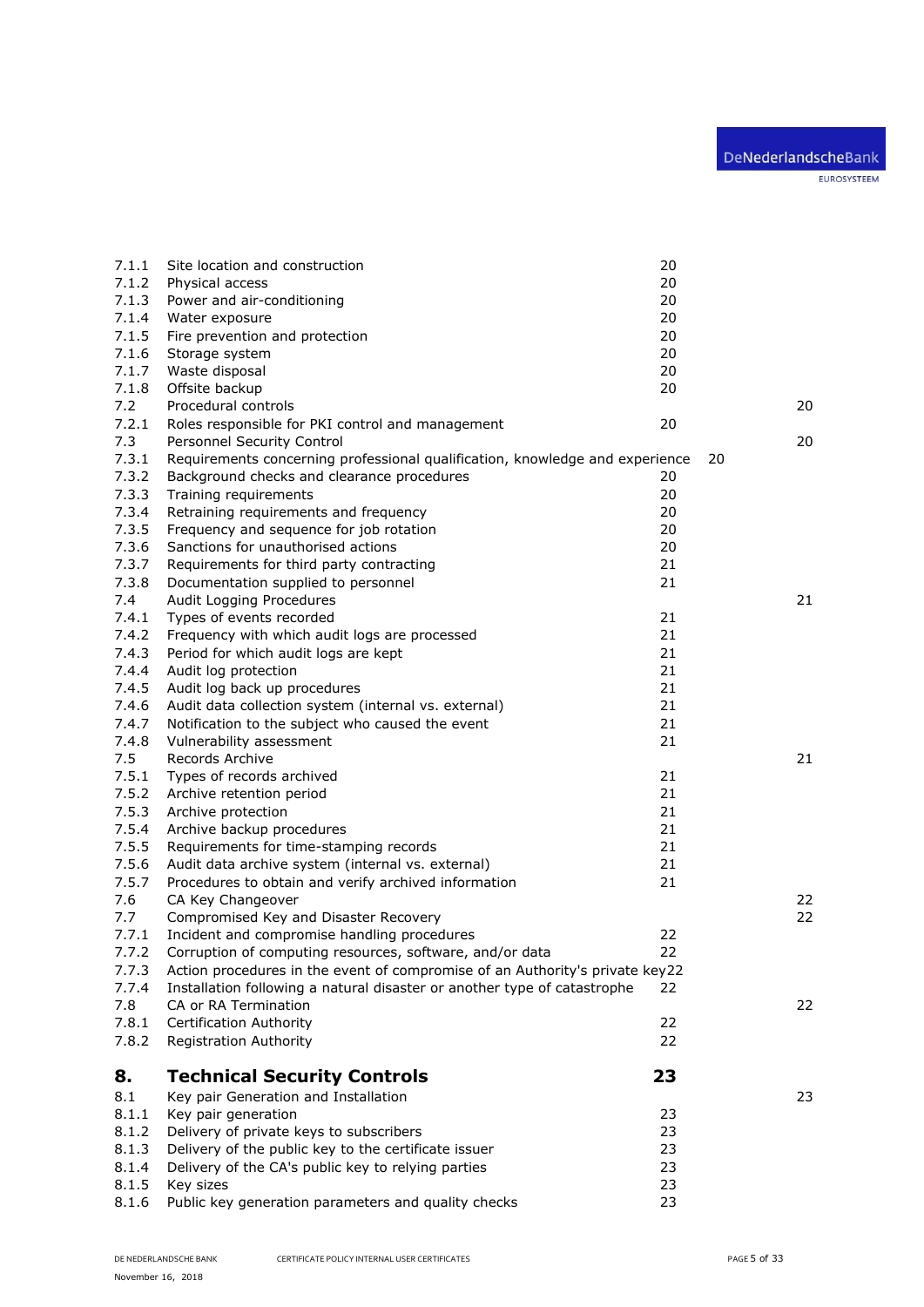7.1.1 Site location and construction 20
7.1.2 Physical access 20
7.1.3 Power and air-conditioning 20
7.1.4 Water exposure 20
7.1.5 Fire prevention and protection 20
7.1.6 Storage system 20
7.1.7 Waste disposal 20
7.1.8 Offsite backup 20
7.2 Procedural controls 20
7.2.1 Roles responsible for PKI control and management 20
7.3 Personnel Security Control 20
7.3.1 Requirements concerning professional qualification, knowledge and experience 20
7.3.2 Background checks and clearance procedures 20
7.3.3 Training requirements 20
7.3.4 Retraining requirements and frequency 20
7.3.5 Frequency and sequence for job rotation 20
7.3.6 Sanctions for unauthorised actions 20
7.3.7 Requirements for third party contracting 21
7.3.8 Documentation supplied to personnel 21
7.4 Audit Logging Procedures 21
7.4.1 Types of events recorded 21
7.4.2 Frequency with which audit logs are processed 21
7.4.3 Period for which audit logs are kept 21
7.4.4 Audit log protection 21
7.4.5 Audit log back up procedures 21
7.4.6 Audit data collection system (internal vs. external) 21
7.4.7 Notification to the subject who caused the event 21
7.4.8 Vulnerability assessment 21
7.5 Records Archive 21
7.5.1 Types of records archived 21
7.5.2 Archive retention period 21
7.5.3 Archive protection 21
7.5.4 Archive backup procedures 21
7.5.5 Requirements for time-stamping records 21
7.5.6 Audit data archive system (internal vs. external) 21
7.5.7 Procedures to obtain and verify archived information 21
7.6 CA Key Changeover 22
7.7 Compromised Key and Disaster Recovery 22
7.7.1 Incident and compromise handling procedures 22
7.7.2 Corruption of computing resources, software, and/or data 22
7.7.3 Action procedures in the event of compromise of an Authority's private key 22
7.7.4 Installation following a natural disaster or another type of catastrophe 22
7.8 CA or RA Termination 22
7.8.1 Certification Authority 22
7.8.2 Registration Authority 22

**8. Technical Security Controls 23**

8.1 Key pair Generation and Installation 23
8.1.1 Key pair generation 23
8.1.2 Delivery of private keys to subscribers 23
8.1.3 Delivery of the public key to the certificate issuer 23
8.1.4 Delivery of the CA's public key to relying parties 23
8.1.5 Key sizes 23
8.1.6 Public key generation parameters and quality checks 23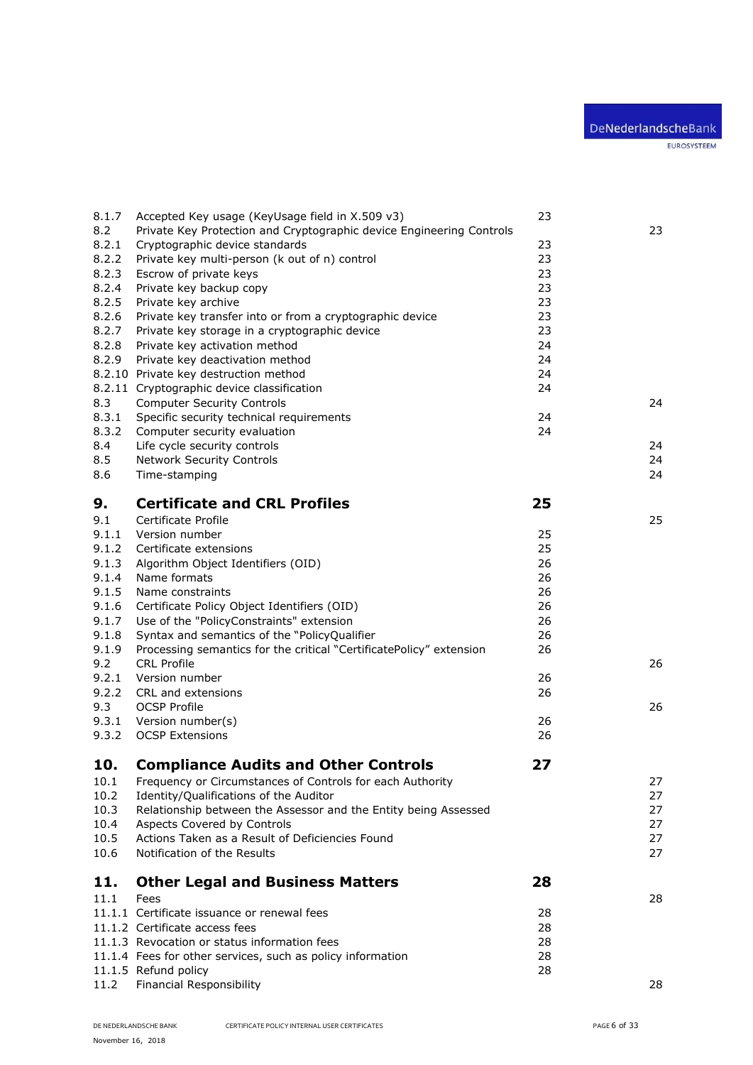| | | | |
|---|---|---|---|
| 8.1.7 | Accepted Key usage (KeyUsage field in X.509 v3) | 23 | |
| 8.2 | Private Key Protection and Cryptographic device Engineering Controls | | 23 |
| 8.2.1 | Cryptographic device standards | 23 | |
| 8.2.2 | Private key multi-person (k out of n) control | 23 | |
| 8.2.3 | Escrow of private keys | 23 | |
| 8.2.4 | Private key backup copy | 23 | |
| 8.2.5 | Private key archive | 23 | |
| 8.2.6 | Private key transfer into or from a cryptographic device | 23 | |
| 8.2.7 | Private key storage in a cryptographic device | 23 | |
| 8.2.8 | Private key activation method | 24 | |
| 8.2.9 | Private key deactivation method | 24 | |
| 8.2.10 | Private key destruction method | 24 | |
| 8.2.11 | Cryptographic device classification | 24 | |
| 8.3 | Computer Security Controls | | 24 |
| 8.3.1 | Specific security technical requirements | 24 | |
| 8.3.2 | Computer security evaluation | 24 | |
| 8.4 | Life cycle security controls | | 24 |
| 8.5 | Network Security Controls | | 24 |
| 8.6 | Time-stamping | | 24 |
| **9.** | **Certificate and CRL Profiles** | **25** | |
| 9.1 | Certificate Profile | | 25 |
| 9.1.1 | Version number | 25 | |
| 9.1.2 | Certificate extensions | 25 | |
| 9.1.3 | Algorithm Object Identifiers (OID) | 26 | |
| 9.1.4 | Name formats | 26 | |
| 9.1.5 | Name constraints | 26 | |
| 9.1.6 | Certificate Policy Object Identifiers (OID) | 26 | |
| 9.1.7 | Use of the "PolicyConstraints" extension | 26 | |
| 9.1.8 | Syntax and semantics of the "PolicyQualifier | 26 | |
| 9.1.9 | Processing semantics for the critical "CertificatePolicy" extension | 26 | |
| 9.2 | CRL Profile | | 26 |
| 9.2.1 | Version number | 26 | |
| 9.2.2 | CRL and extensions | 26 | |
| 9.3 | OCSP Profile | | 26 |
| 9.3.1 | Version number(s) | 26 | |
| 9.3.2 | OCSP Extensions | 26 | |
| **10.** | **Compliance Audits and Other Controls** | **27** | |
| 10.1 | Frequency or Circumstances of Controls for each Authority | | 27 |
| 10.2 | Identity/Qualifications of the Auditor | | 27 |
| 10.3 | Relationship between the Assessor and the Entity being Assessed | | 27 |
| 10.4 | Aspects Covered by Controls | | 27 |
| 10.5 | Actions Taken as a Result of Deficiencies Found | | 27 |
| 10.6 | Notification of the Results | | 27 |
| **11.** | **Other Legal and Business Matters** | **28** | |
| 11.1 | Fees | | 28 |
| 11.1.1 | Certificate issuance or renewal fees | 28 | |
| 11.1.2 | Certificate access fees | 28 | |
| 11.1.3 | Revocation or status information fees | 28 | |
| 11.1.4 | Fees for other services, such as policy information | 28 | |
| 11.1.5 | Refund policy | 28 | |
| 11.2 | Financial Responsibility | | 28 |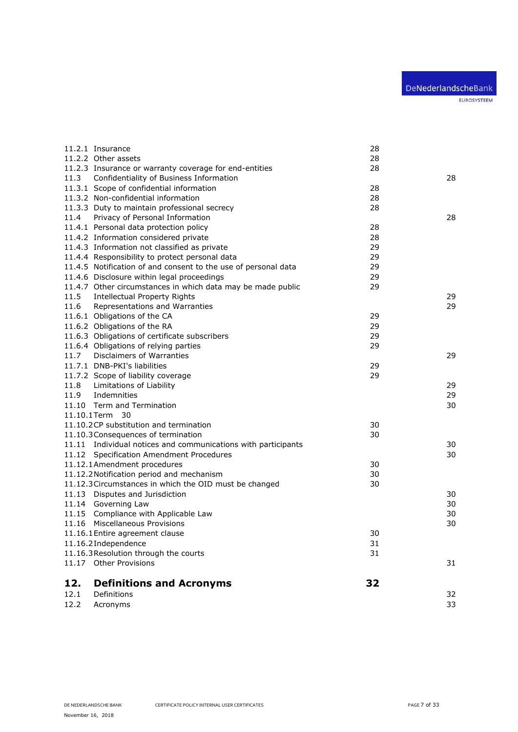11.2.1 Insurance 28
11.2.2 Other assets 28
11.2.3 Insurance or warranty coverage for end-entities 28
11.3 Confidentiality of Business Information 28
11.3.1 Scope of confidential information 28
11.3.2 Non-confidential information 28
11.3.3 Duty to maintain professional secrecy 28
11.4 Privacy of Personal Information 28
11.4.1 Personal data protection policy 28
11.4.2 Information considered private 28
11.4.3 Information not classified as private 29
11.4.4 Responsibility to protect personal data 29
11.4.5 Notification of and consent to the use of personal data 29
11.4.6 Disclosure within legal proceedings 29
11.4.7 Other circumstances in which data may be made public 29
11.5 Intellectual Property Rights 29
11.6 Representations and Warranties 29
11.6.1 Obligations of the CA 29
11.6.2 Obligations of the RA 29
11.6.3 Obligations of certificate subscribers 29
11.6.4 Obligations of relying parties 29
11.7 Disclaimers of Warranties 29
11.7.1 DNB-PKI's liabilities 29
11.7.2 Scope of liability coverage 29
11.8 Limitations of Liability 29
11.9 Indemnities 29
11.10 Term and Termination 30
11.10.1 Term 30
11.10.2 CP substitution and termination 30
11.10.3 Consequences of termination 30
11.11 Individual notices and communications with participants 30
11.12 Specification Amendment Procedures 30
11.12.1 Amendment procedures 30
11.12.2 Notification period and mechanism 30
11.12.3 Circumstances in which the OID must be changed 30
11.13 Disputes and Jurisdiction 30
11.14 Governing Law 30
11.15 Compliance with Applicable Law 30
11.16 Miscellaneous Provisions 30
11.16.1 Entire agreement clause 30
11.16.2 Independence 31
11.16.3 Resolution through the courts 31
11.17 Other Provisions 31

**12. Definitions and Acronyms 32**

12.1 Definitions 32
12.2 Acronyms 33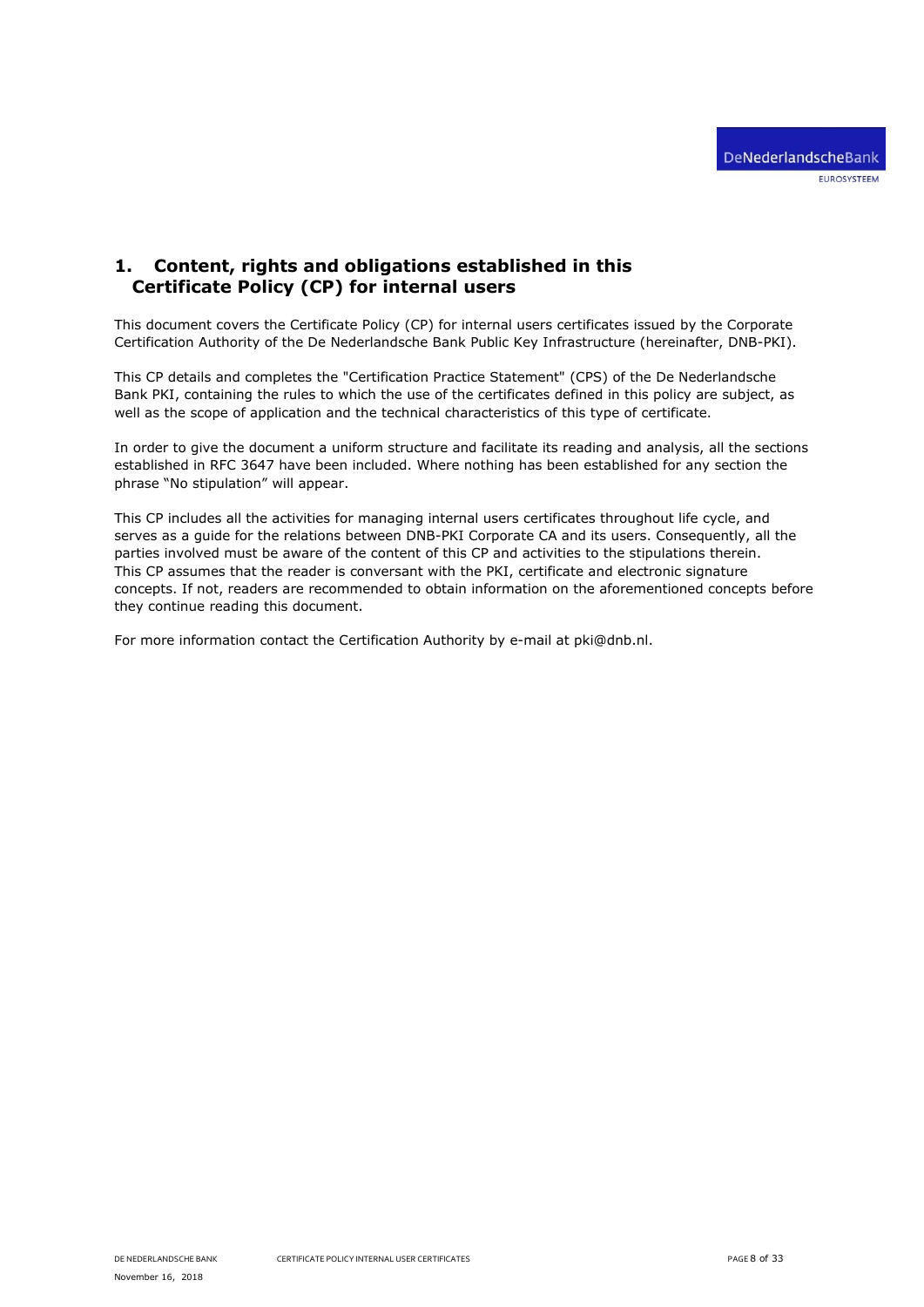# 1. Content, rights and obligations established in this Certificate Policy (CP) for internal users

This document covers the Certificate Policy (CP) for internal users certificates issued by the Corporate Certification Authority of the De Nederlandsche Bank Public Key Infrastructure (hereinafter, DNB-PKI).

This CP details and completes the "Certification Practice Statement" (CPS) of the De Nederlandsche Bank PKI, containing the rules to which the use of the certificates defined in this policy are subject, as well as the scope of application and the technical characteristics of this type of certificate.

In order to give the document a uniform structure and facilitate its reading and analysis, all the sections established in RFC 3647 have been included. Where nothing has been established for any section the phrase "No stipulation" will appear.

This CP includes all the activities for managing internal users certificates throughout life cycle, and serves as a guide for the relations between DNB-PKI Corporate CA and its users. Consequently, all the parties involved must be aware of the content of this CP and activities to the stipulations therein. This CP assumes that the reader is conversant with the PKI, certificate and electronic signature concepts. If not, readers are recommended to obtain information on the aforementioned concepts before they continue reading this document.

For more information contact the Certification Authority by e-mail at pki@dnb.nl.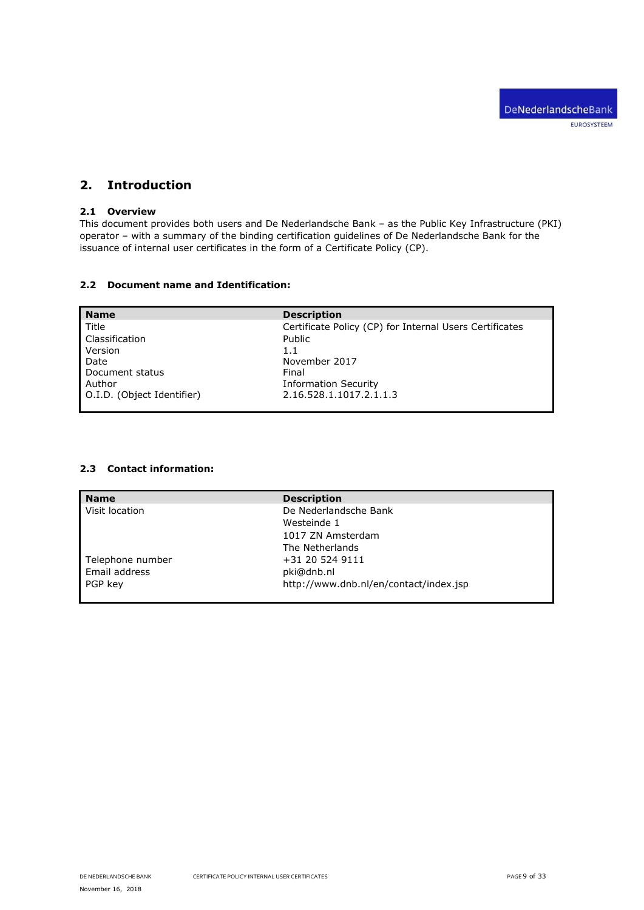## 2. Introduction

### 2.1 Overview

This document provides both users and De Nederlandsche Bank – as the Public Key Infrastructure (PKI) operator – with a summary of the binding certification guidelines of De Nederlandsche Bank for the issuance of internal user certificates in the form of a Certificate Policy (CP).

### 2.2 Document name and Identification:

| Name | Description |
|---|---|
| Title | Certificate Policy (CP) for Internal Users Certificates |
| Classification | Public |
| Version | 1.1 |
| Date | November 2017 |
| Document status | Final |
| Author | Information Security |
| O.I.D. (Object Identifier) | 2.16.528.1.1017.2.1.1.3 |

### 2.3 Contact information:

| Name | Description |
|---|---|
| Visit location | De Nederlandsche Bank<br>Westeinde 1<br>1017 ZN Amsterdam<br>The Netherlands |
| Telephone number | +31 20 524 9111 |
| Email address | pki@dnb.nl |
| PGP key | http://www.dnb.nl/en/contact/index.jsp |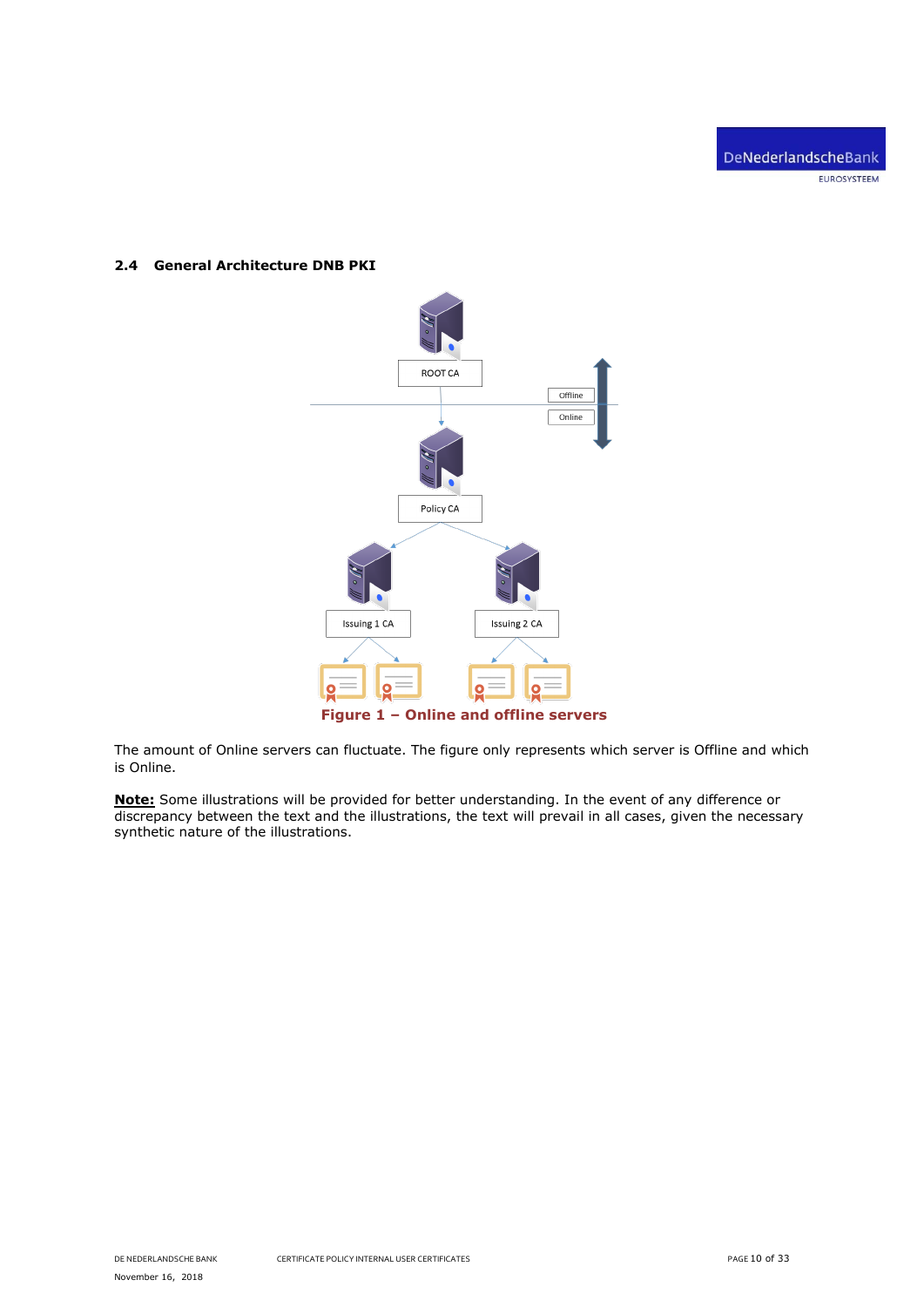## 2.4 General Architecture DNB PKI

Figure 1 – Online and offline servers

The amount of Online servers can fluctuate. The figure only represents which server is Offline and which is Online.

**Note:** Some illustrations will be provided for better understanding. In the event of any difference or discrepancy between the text and the illustrations, the text will prevail in all cases, given the necessary synthetic nature of the illustrations.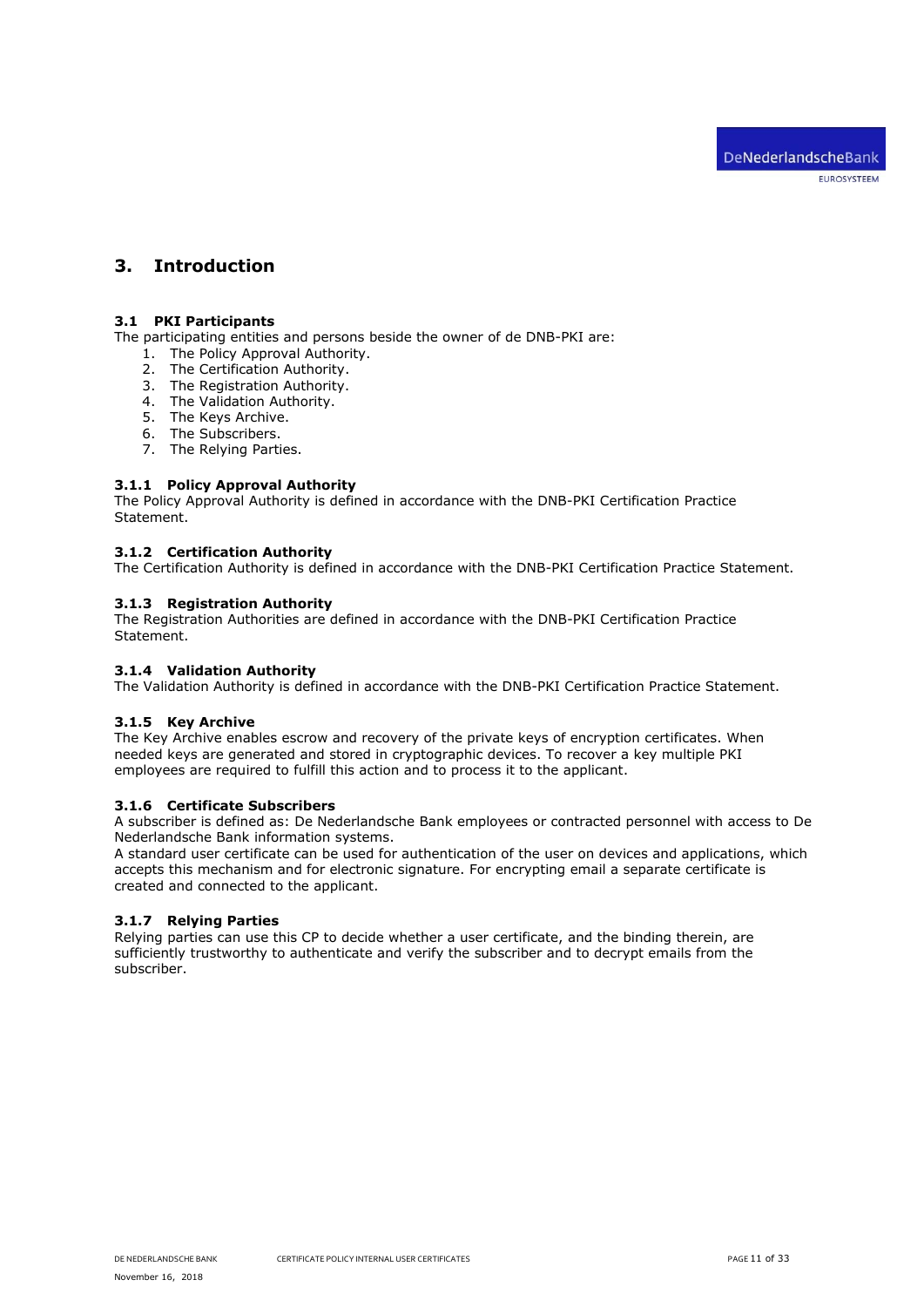# 3. Introduction

## 3.1 PKI Participants

The participating entities and persons beside the owner of de DNB-PKI are:

1. The Policy Approval Authority.
2. The Certification Authority.
3. The Registration Authority.
4. The Validation Authority.
5. The Keys Archive.
6. The Subscribers.
7. The Relying Parties.

### 3.1.1 Policy Approval Authority

The Policy Approval Authority is defined in accordance with the DNB-PKI Certification Practice Statement.

### 3.1.2 Certification Authority

The Certification Authority is defined in accordance with the DNB-PKI Certification Practice Statement.

### 3.1.3 Registration Authority

The Registration Authorities are defined in accordance with the DNB-PKI Certification Practice Statement.

### 3.1.4 Validation Authority

The Validation Authority is defined in accordance with the DNB-PKI Certification Practice Statement.

### 3.1.5 Key Archive

The Key Archive enables escrow and recovery of the private keys of encryption certificates. When needed keys are generated and stored in cryptographic devices. To recover a key multiple PKI employees are required to fulfill this action and to process it to the applicant.

### 3.1.6 Certificate Subscribers

A subscriber is defined as: De Nederlandsche Bank employees or contracted personnel with access to De Nederlandsche Bank information systems.

A standard user certificate can be used for authentication of the user on devices and applications, which accepts this mechanism and for electronic signature. For encrypting email a separate certificate is created and connected to the applicant.

### 3.1.7 Relying Parties

Relying parties can use this CP to decide whether a user certificate, and the binding therein, are sufficiently trustworthy to authenticate and verify the subscriber and to decrypt emails from the subscriber.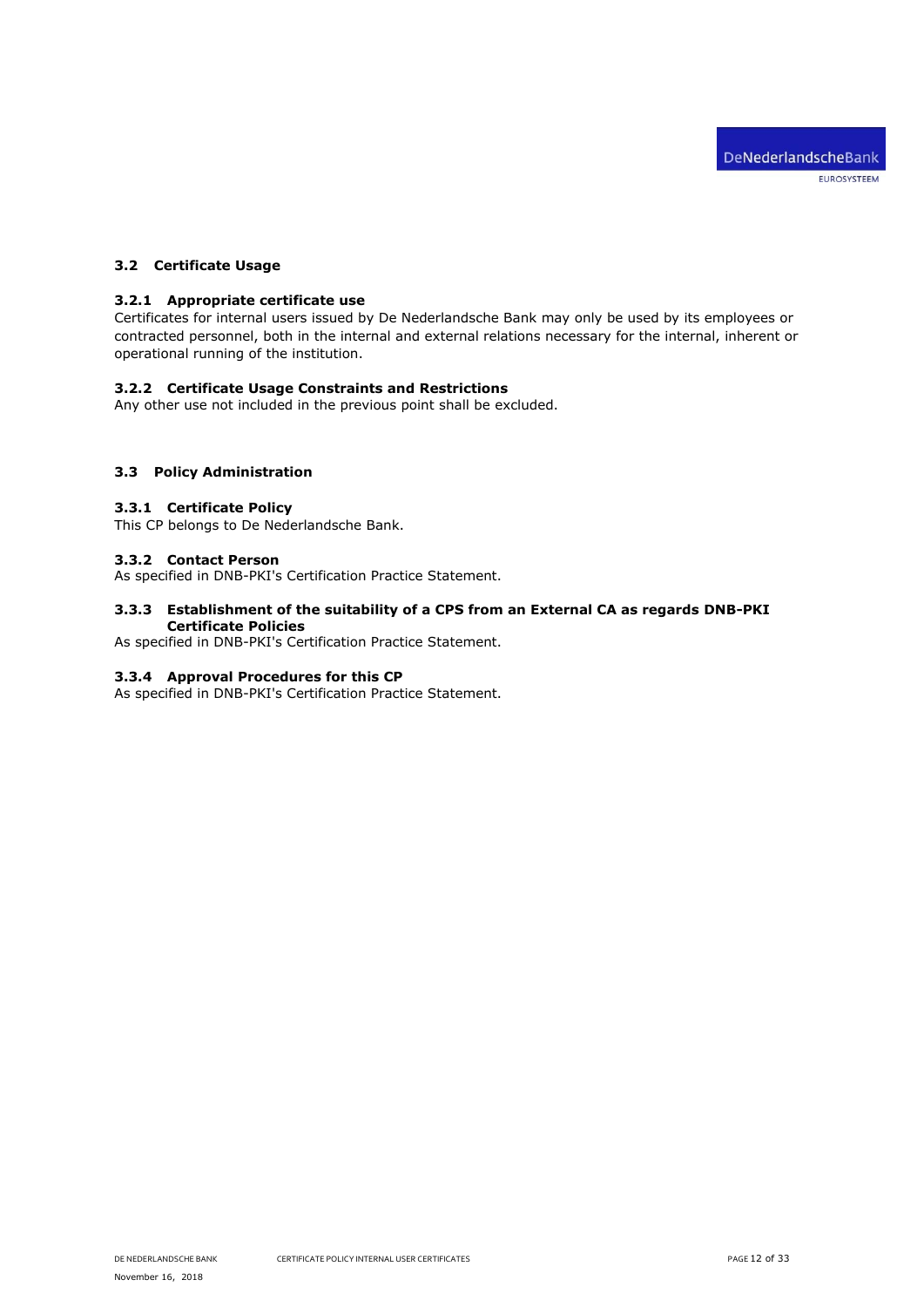## 3.2 Certificate Usage

### 3.2.1 Appropriate certificate use

Certificates for internal users issued by De Nederlandsche Bank may only be used by its employees or contracted personnel, both in the internal and external relations necessary for the internal, inherent or operational running of the institution.

### 3.2.2 Certificate Usage Constraints and Restrictions

Any other use not included in the previous point shall be excluded.

## 3.3 Policy Administration

### 3.3.1 Certificate Policy

This CP belongs to De Nederlandsche Bank.

### 3.3.2 Contact Person

As specified in DNB-PKI's Certification Practice Statement.

### 3.3.3 Establishment of the suitability of a CPS from an External CA as regards DNB-PKI Certificate Policies

As specified in DNB-PKI's Certification Practice Statement.

### 3.3.4 Approval Procedures for this CP

As specified in DNB-PKI's Certification Practice Statement.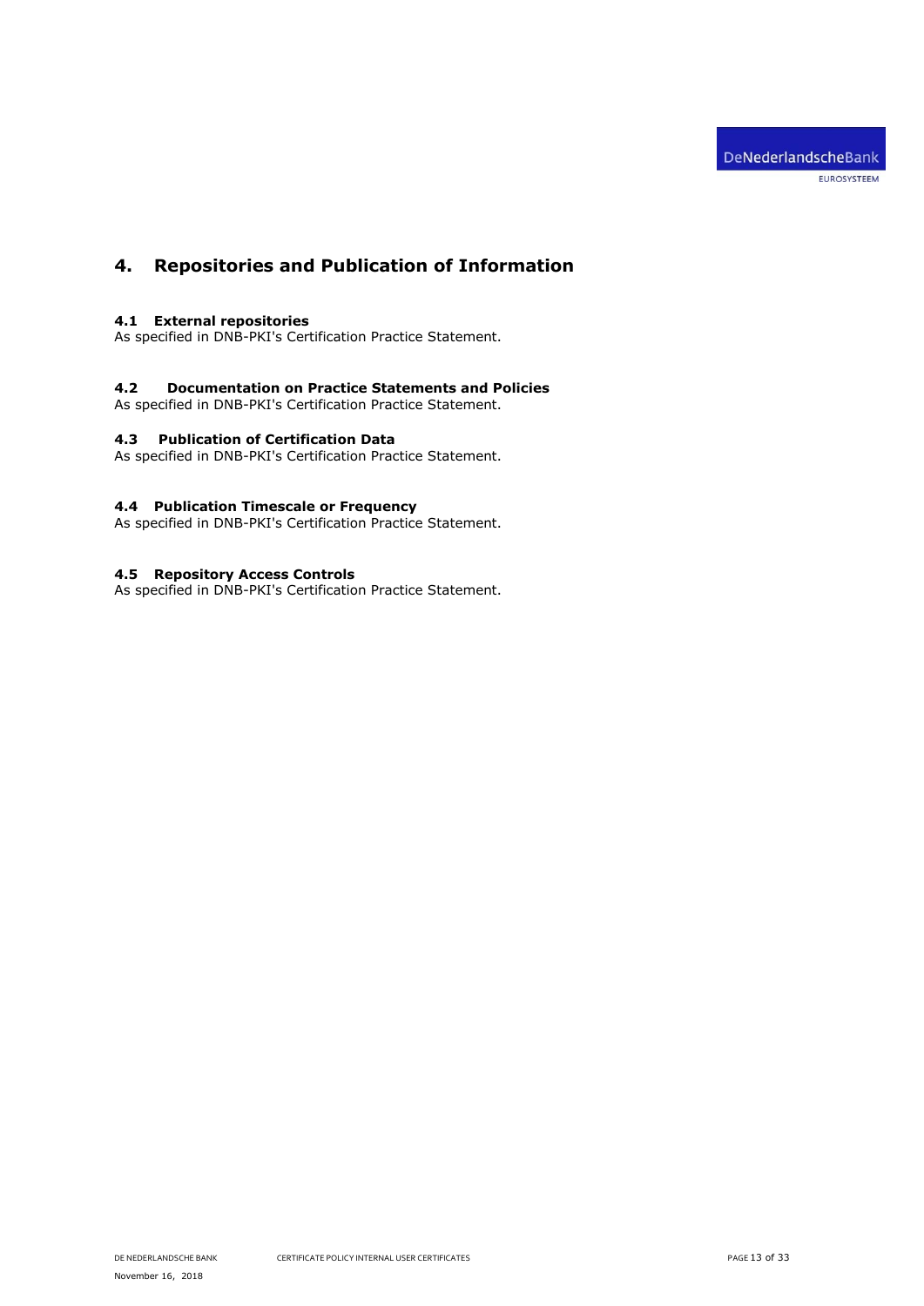# 4. Repositories and Publication of Information

## 4.1 External repositories

As specified in DNB-PKI's Certification Practice Statement.

## 4.2 Documentation on Practice Statements and Policies

As specified in DNB-PKI's Certification Practice Statement.

## 4.3 Publication of Certification Data

As specified in DNB-PKI's Certification Practice Statement.

## 4.4 Publication Timescale or Frequency

As specified in DNB-PKI's Certification Practice Statement.

## 4.5 Repository Access Controls

As specified in DNB-PKI's Certification Practice Statement.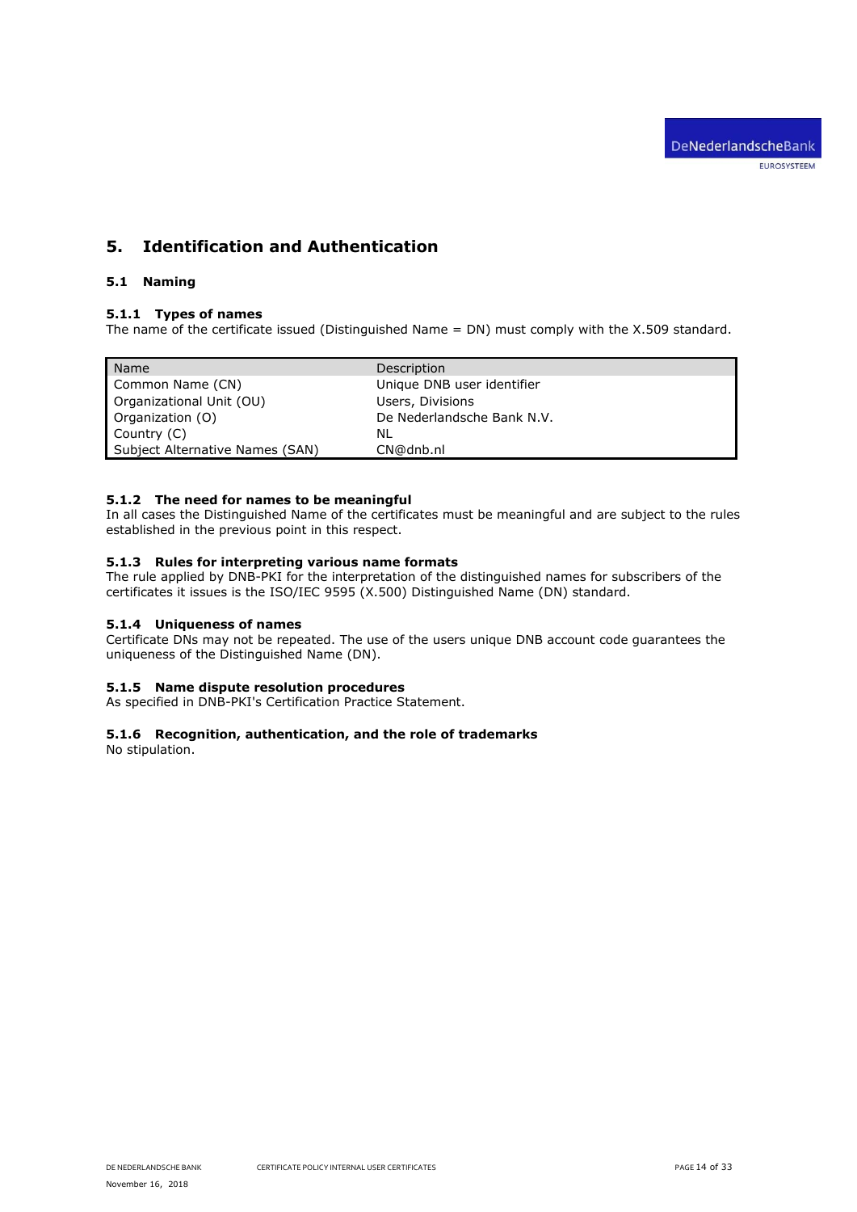# 5. Identification and Authentication

## 5.1 Naming

### 5.1.1 Types of names

The name of the certificate issued (Distinguished Name = DN) must comply with the X.509 standard.

| Name | Description |
|---|---|
| Common Name (CN) | Unique DNB user identifier |
| Organizational Unit (OU) | Users, Divisions |
| Organization (O) | De Nederlandsche Bank N.V. |
| Country (C) | NL |
| Subject Alternative Names (SAN) | CN@dnb.nl |

### 5.1.2 The need for names to be meaningful

In all cases the Distinguished Name of the certificates must be meaningful and are subject to the rules established in the previous point in this respect.

### 5.1.3 Rules for interpreting various name formats

The rule applied by DNB-PKI for the interpretation of the distinguished names for subscribers of the certificates it issues is the ISO/IEC 9595 (X.500) Distinguished Name (DN) standard.

### 5.1.4 Uniqueness of names

Certificate DNs may not be repeated. The use of the users unique DNB account code guarantees the uniqueness of the Distinguished Name (DN).

### 5.1.5 Name dispute resolution procedures

As specified in DNB-PKI's Certification Practice Statement.

### 5.1.6 Recognition, authentication, and the role of trademarks

No stipulation.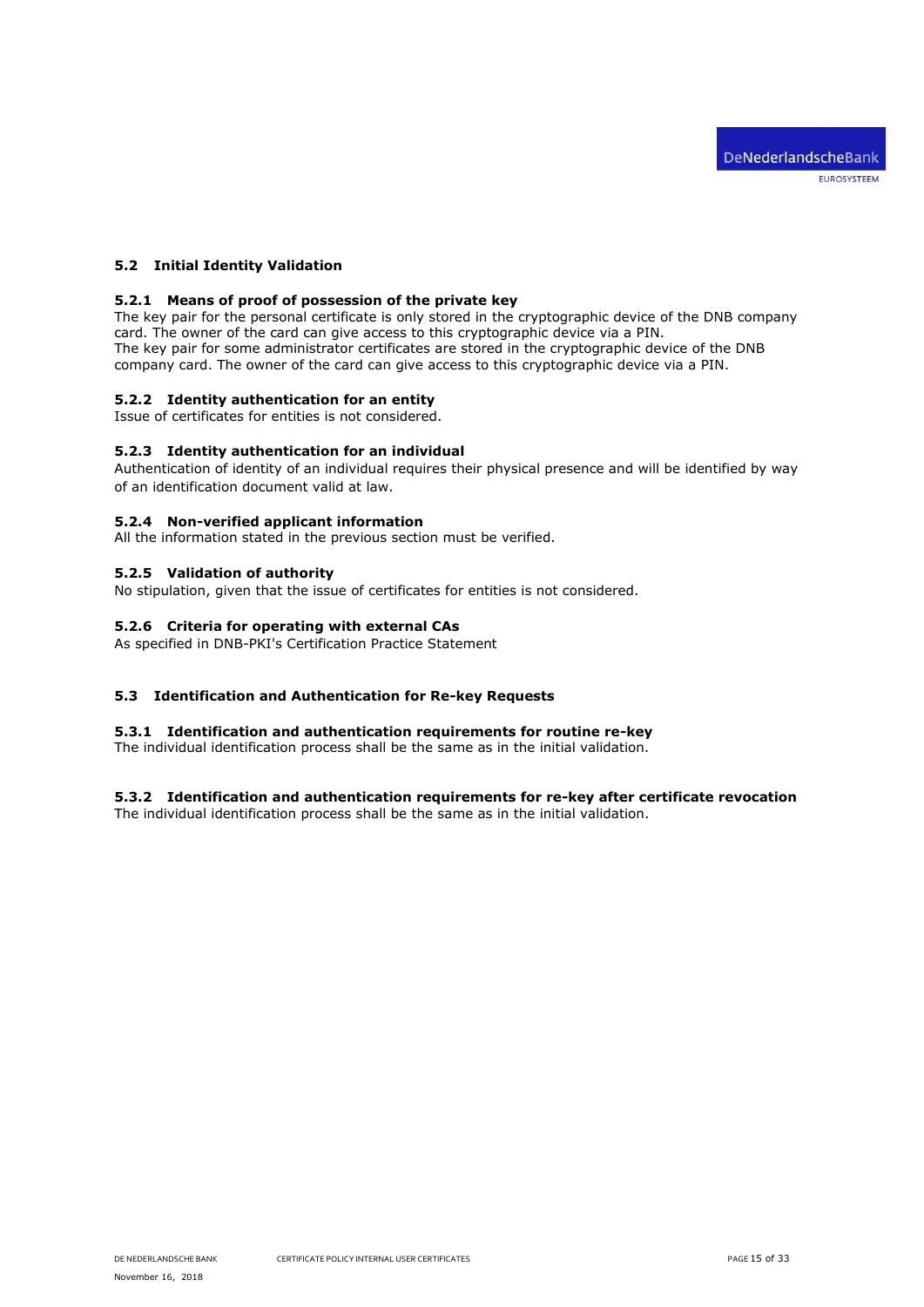## 5.2 Initial Identity Validation

### 5.2.1 Means of proof of possession of the private key

The key pair for the personal certificate is only stored in the cryptographic device of the DNB company card. The owner of the card can give access to this cryptographic device via a PIN.
The key pair for some administrator certificates are stored in the cryptographic device of the DNB company card. The owner of the card can give access to this cryptographic device via a PIN.

### 5.2.2 Identity authentication for an entity

Issue of certificates for entities is not considered.

### 5.2.3 Identity authentication for an individual

Authentication of identity of an individual requires their physical presence and will be identified by way of an identification document valid at law.

### 5.2.4 Non-verified applicant information

All the information stated in the previous section must be verified.

### 5.2.5 Validation of authority

No stipulation, given that the issue of certificates for entities is not considered.

### 5.2.6 Criteria for operating with external CAs

As specified in DNB-PKI's Certification Practice Statement

## 5.3 Identification and Authentication for Re-key Requests

### 5.3.1 Identification and authentication requirements for routine re-key

The individual identification process shall be the same as in the initial validation.

### 5.3.2 Identification and authentication requirements for re-key after certificate revocation

The individual identification process shall be the same as in the initial validation.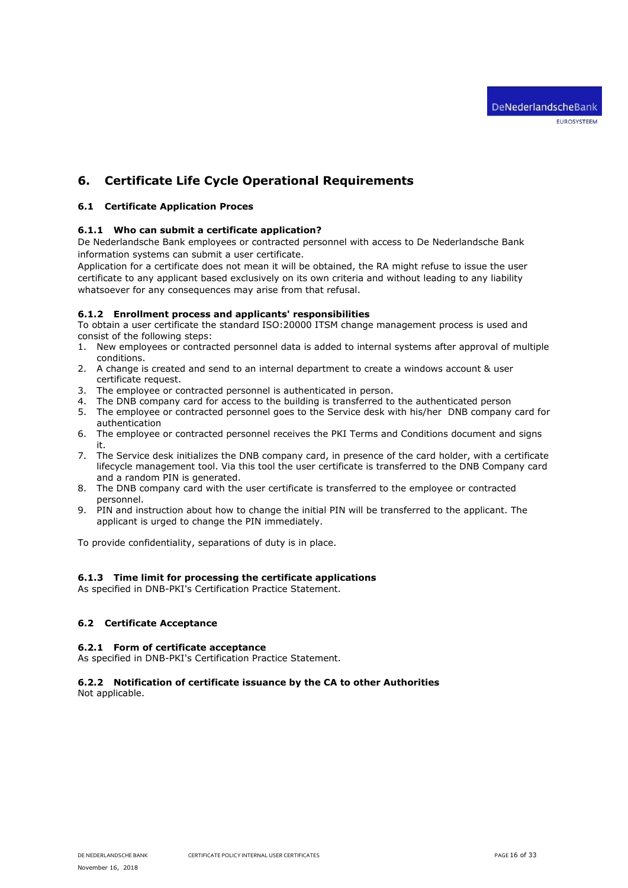# 6. Certificate Life Cycle Operational Requirements

## 6.1 Certificate Application Proces

### 6.1.1 Who can submit a certificate application?

De Nederlandsche Bank employees or contracted personnel with access to De Nederlandsche Bank information systems can submit a user certificate.

Application for a certificate does not mean it will be obtained, the RA might refuse to issue the user certificate to any applicant based exclusively on its own criteria and without leading to any liability whatsoever for any consequences may arise from that refusal.

### 6.1.2 Enrollment process and applicants' responsibilities

To obtain a user certificate the standard ISO:20000 ITSM change management process is used and consist of the following steps:

1. New employees or contracted personnel data is added to internal systems after approval of multiple conditions.
2. A change is created and send to an internal department to create a windows account & user certificate request.
3. The employee or contracted personnel is authenticated in person.
4. The DNB company card for access to the building is transferred to the authenticated person
5. The employee or contracted personnel goes to the Service desk with his/her DNB company card for authentication
6. The employee or contracted personnel receives the PKI Terms and Conditions document and signs it.
7. The Service desk initializes the DNB company card, in presence of the card holder, with a certificate lifecycle management tool. Via this tool the user certificate is transferred to the DNB Company card and a random PIN is generated.
8. The DNB company card with the user certificate is transferred to the employee or contracted personnel.
9. PIN and instruction about how to change the initial PIN will be transferred to the applicant. The applicant is urged to change the PIN immediately.

To provide confidentiality, separations of duty is in place.

### 6.1.3 Time limit for processing the certificate applications

As specified in DNB-PKI's Certification Practice Statement.

## 6.2 Certificate Acceptance

### 6.2.1 Form of certificate acceptance

As specified in DNB-PKI's Certification Practice Statement.

### 6.2.2 Notification of certificate issuance by the CA to other Authorities

Not applicable.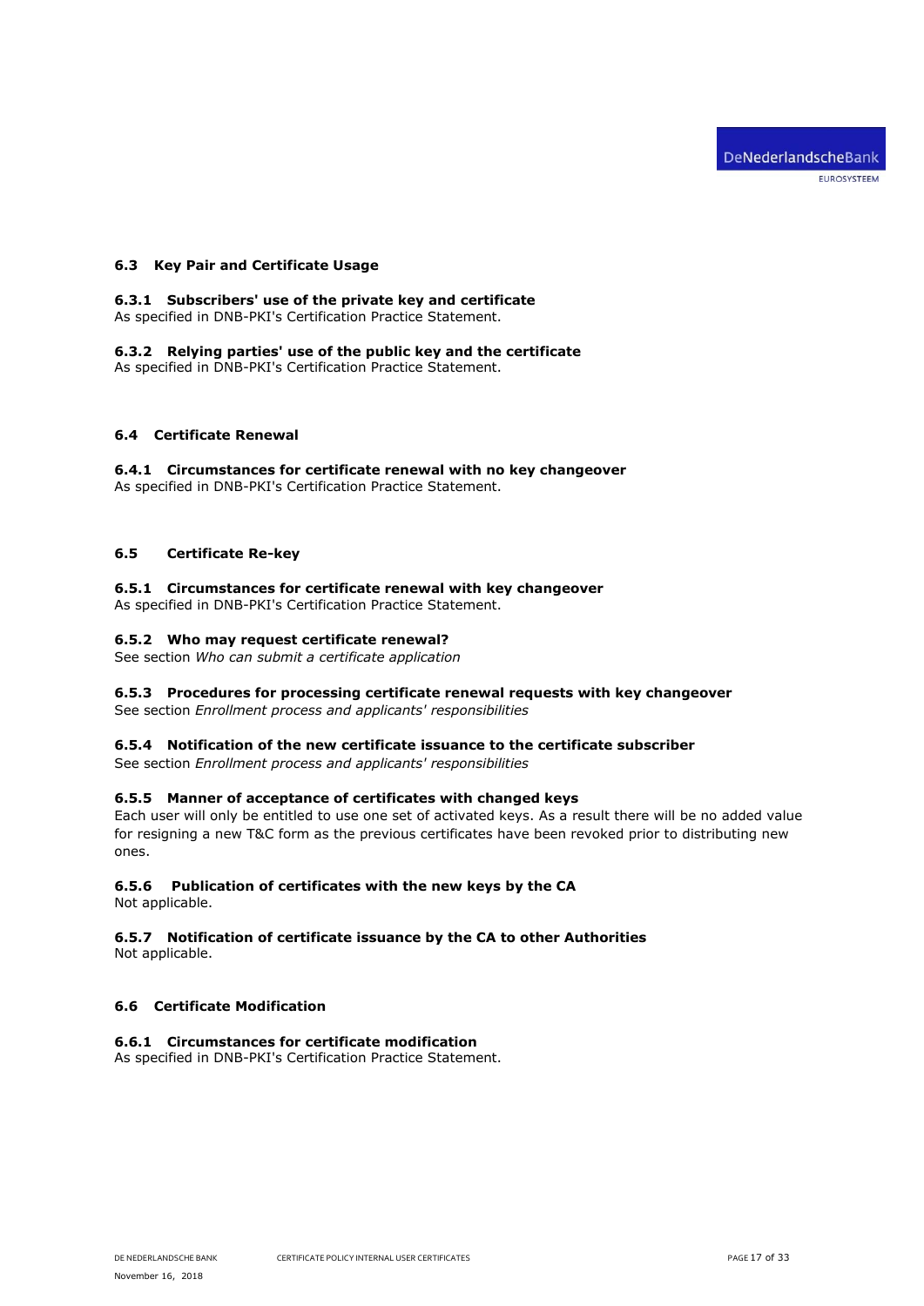## 6.3 Key Pair and Certificate Usage

### 6.3.1 Subscribers' use of the private key and certificate

As specified in DNB-PKI's Certification Practice Statement.

### 6.3.2 Relying parties' use of the public key and the certificate

As specified in DNB-PKI's Certification Practice Statement.

## 6.4 Certificate Renewal

### 6.4.1 Circumstances for certificate renewal with no key changeover

As specified in DNB-PKI's Certification Practice Statement.

## 6.5 Certificate Re-key

### 6.5.1 Circumstances for certificate renewal with key changeover

As specified in DNB-PKI's Certification Practice Statement.

### 6.5.2 Who may request certificate renewal?

See section *Who can submit a certificate application*

### 6.5.3 Procedures for processing certificate renewal requests with key changeover

See section *Enrollment process and applicants' responsibilities*

### 6.5.4 Notification of the new certificate issuance to the certificate subscriber

See section *Enrollment process and applicants' responsibilities*

### 6.5.5 Manner of acceptance of certificates with changed keys

Each user will only be entitled to use one set of activated keys. As a result there will be no added value for resigning a new T&C form as the previous certificates have been revoked prior to distributing new ones.

### 6.5.6 Publication of certificates with the new keys by the CA

Not applicable.

### 6.5.7 Notification of certificate issuance by the CA to other Authorities

Not applicable.

## 6.6 Certificate Modification

### 6.6.1 Circumstances for certificate modification

As specified in DNB-PKI's Certification Practice Statement.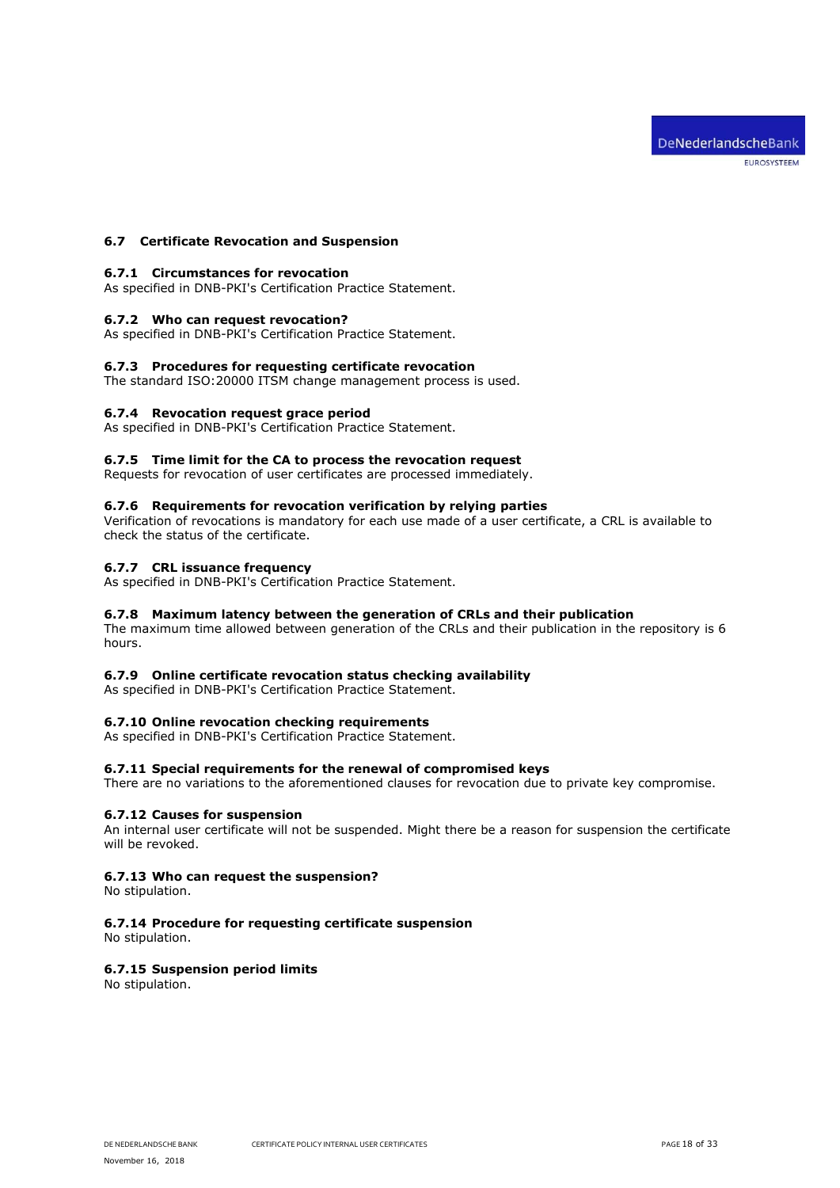## 6.7 Certificate Revocation and Suspension

### 6.7.1 Circumstances for revocation

As specified in DNB-PKI's Certification Practice Statement.

### 6.7.2 Who can request revocation?

As specified in DNB-PKI's Certification Practice Statement.

### 6.7.3 Procedures for requesting certificate revocation

The standard ISO:20000 ITSM change management process is used.

### 6.7.4 Revocation request grace period

As specified in DNB-PKI's Certification Practice Statement.

### 6.7.5 Time limit for the CA to process the revocation request

Requests for revocation of user certificates are processed immediately.

### 6.7.6 Requirements for revocation verification by relying parties

Verification of revocations is mandatory for each use made of a user certificate, a CRL is available to check the status of the certificate.

### 6.7.7 CRL issuance frequency

As specified in DNB-PKI's Certification Practice Statement.

### 6.7.8 Maximum latency between the generation of CRLs and their publication

The maximum time allowed between generation of the CRLs and their publication in the repository is 6 hours.

### 6.7.9 Online certificate revocation status checking availability

As specified in DNB-PKI's Certification Practice Statement.

### 6.7.10 Online revocation checking requirements

As specified in DNB-PKI's Certification Practice Statement.

### 6.7.11 Special requirements for the renewal of compromised keys

There are no variations to the aforementioned clauses for revocation due to private key compromise.

### 6.7.12 Causes for suspension

An internal user certificate will not be suspended. Might there be a reason for suspension the certificate will be revoked.

### 6.7.13 Who can request the suspension?

No stipulation.

### 6.7.14 Procedure for requesting certificate suspension

No stipulation.

### 6.7.15 Suspension period limits

No stipulation.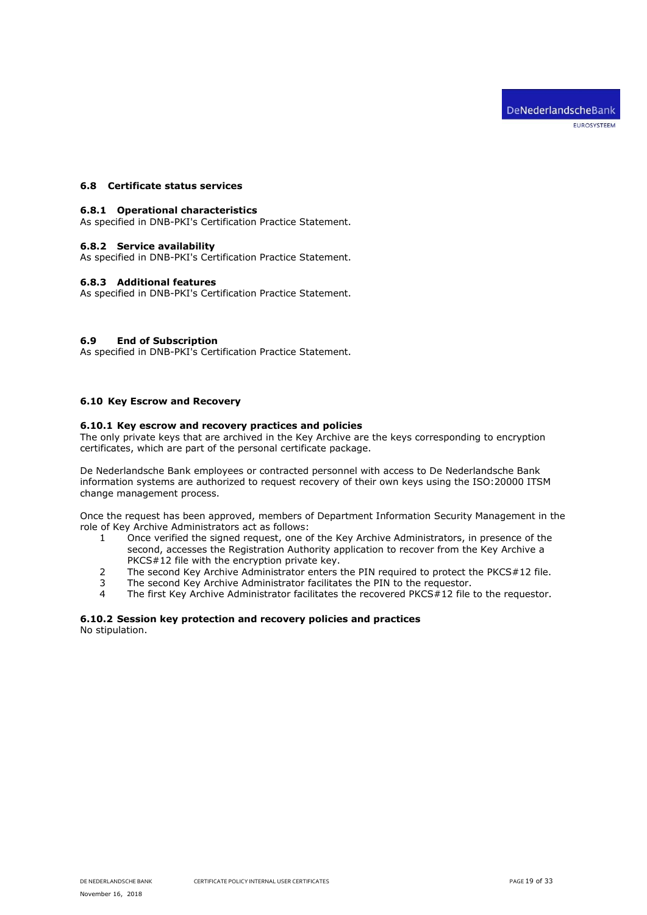### 6.8 Certificate status services

#### 6.8.1 Operational characteristics

As specified in DNB-PKI's Certification Practice Statement.

#### 6.8.2 Service availability

As specified in DNB-PKI's Certification Practice Statement.

#### 6.8.3 Additional features

As specified in DNB-PKI's Certification Practice Statement.

### 6.9 End of Subscription

As specified in DNB-PKI's Certification Practice Statement.

### 6.10 Key Escrow and Recovery

#### 6.10.1 Key escrow and recovery practices and policies

The only private keys that are archived in the Key Archive are the keys corresponding to encryption certificates, which are part of the personal certificate package.

De Nederlandsche Bank employees or contracted personnel with access to De Nederlandsche Bank information systems are authorized to request recovery of their own keys using the ISO:20000 ITSM change management process.

Once the request has been approved, members of Department Information Security Management in the role of Key Archive Administrators act as follows:

1. Once verified the signed request, one of the Key Archive Administrators, in presence of the second, accesses the Registration Authority application to recover from the Key Archive a PKCS#12 file with the encryption private key.
2. The second Key Archive Administrator enters the PIN required to protect the PKCS#12 file.
3. The second Key Archive Administrator facilitates the PIN to the requestor.
4. The first Key Archive Administrator facilitates the recovered PKCS#12 file to the requestor.

#### 6.10.2 Session key protection and recovery policies and practices

No stipulation.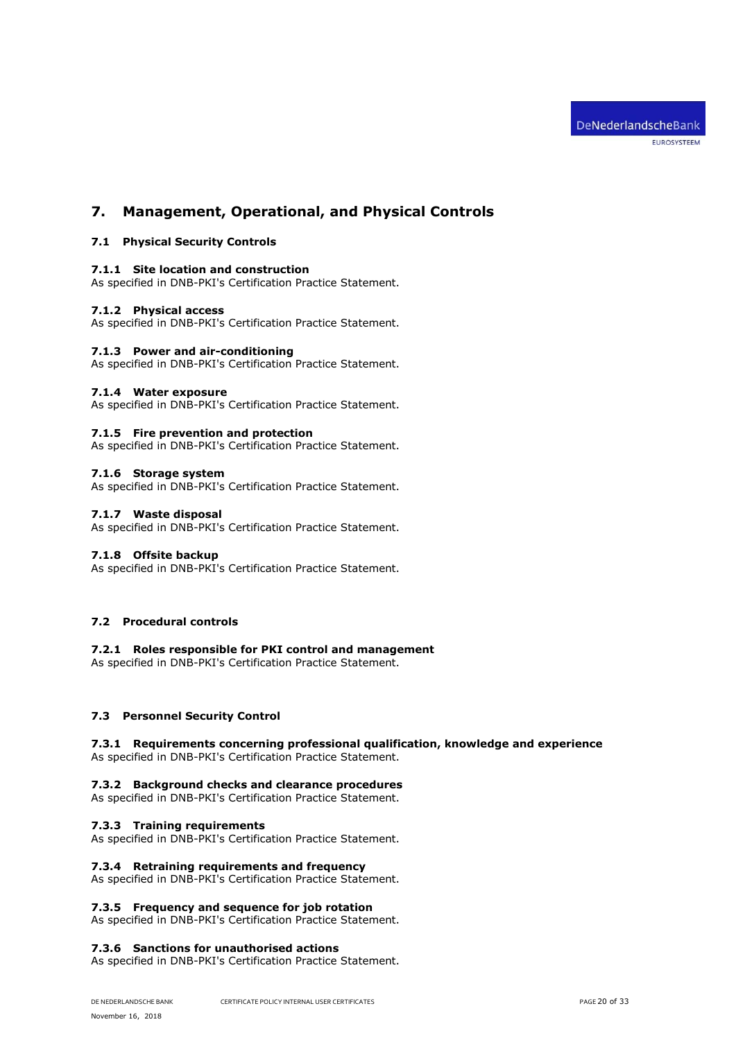# 7. Management, Operational, and Physical Controls

## 7.1 Physical Security Controls

### 7.1.1 Site location and construction
As specified in DNB-PKI's Certification Practice Statement.

### 7.1.2 Physical access
As specified in DNB-PKI's Certification Practice Statement.

### 7.1.3 Power and air-conditioning
As specified in DNB-PKI's Certification Practice Statement.

### 7.1.4 Water exposure
As specified in DNB-PKI's Certification Practice Statement.

### 7.1.5 Fire prevention and protection
As specified in DNB-PKI's Certification Practice Statement.

### 7.1.6 Storage system
As specified in DNB-PKI's Certification Practice Statement.

### 7.1.7 Waste disposal
As specified in DNB-PKI's Certification Practice Statement.

### 7.1.8 Offsite backup
As specified in DNB-PKI's Certification Practice Statement.

## 7.2 Procedural controls

### 7.2.1 Roles responsible for PKI control and management
As specified in DNB-PKI's Certification Practice Statement.

## 7.3 Personnel Security Control

### 7.3.1 Requirements concerning professional qualification, knowledge and experience
As specified in DNB-PKI's Certification Practice Statement.

### 7.3.2 Background checks and clearance procedures
As specified in DNB-PKI's Certification Practice Statement.

### 7.3.3 Training requirements
As specified in DNB-PKI's Certification Practice Statement.

### 7.3.4 Retraining requirements and frequency
As specified in DNB-PKI's Certification Practice Statement.

### 7.3.5 Frequency and sequence for job rotation
As specified in DNB-PKI's Certification Practice Statement.

### 7.3.6 Sanctions for unauthorised actions
As specified in DNB-PKI's Certification Practice Statement.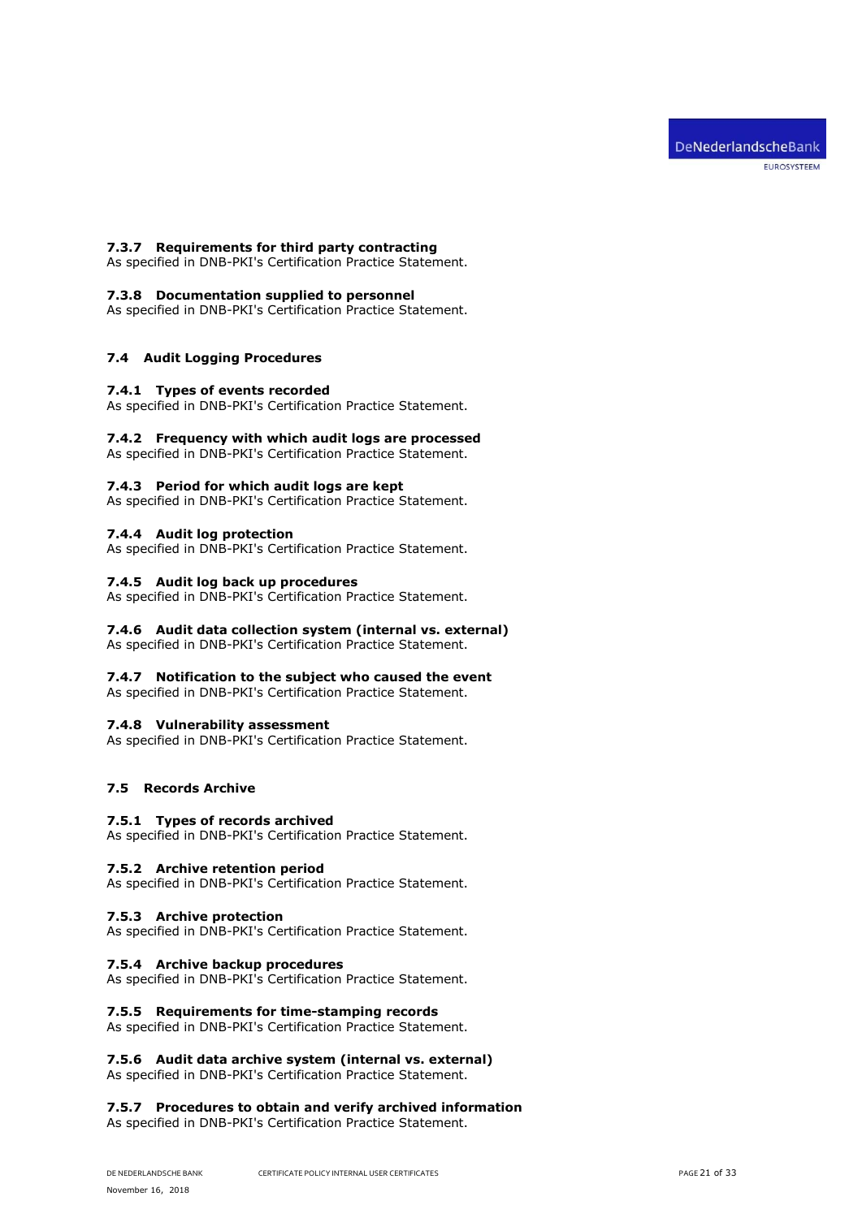#### 7.3.7 Requirements for third party contracting

As specified in DNB-PKI's Certification Practice Statement.

#### 7.3.8 Documentation supplied to personnel

As specified in DNB-PKI's Certification Practice Statement.

### 7.4 Audit Logging Procedures

#### 7.4.1 Types of events recorded

As specified in DNB-PKI's Certification Practice Statement.

#### 7.4.2 Frequency with which audit logs are processed

As specified in DNB-PKI's Certification Practice Statement.

#### 7.4.3 Period for which audit logs are kept

As specified in DNB-PKI's Certification Practice Statement.

#### 7.4.4 Audit log protection

As specified in DNB-PKI's Certification Practice Statement.

#### 7.4.5 Audit log back up procedures

As specified in DNB-PKI's Certification Practice Statement.

#### 7.4.6 Audit data collection system (internal vs. external)

As specified in DNB-PKI's Certification Practice Statement.

#### 7.4.7 Notification to the subject who caused the event

As specified in DNB-PKI's Certification Practice Statement.

#### 7.4.8 Vulnerability assessment

As specified in DNB-PKI's Certification Practice Statement.

### 7.5 Records Archive

#### 7.5.1 Types of records archived

As specified in DNB-PKI's Certification Practice Statement.

#### 7.5.2 Archive retention period

As specified in DNB-PKI's Certification Practice Statement.

#### 7.5.3 Archive protection

As specified in DNB-PKI's Certification Practice Statement.

#### 7.5.4 Archive backup procedures

As specified in DNB-PKI's Certification Practice Statement.

#### 7.5.5 Requirements for time-stamping records

As specified in DNB-PKI's Certification Practice Statement.

#### 7.5.6 Audit data archive system (internal vs. external)

As specified in DNB-PKI's Certification Practice Statement.

#### 7.5.7 Procedures to obtain and verify archived information

As specified in DNB-PKI's Certification Practice Statement.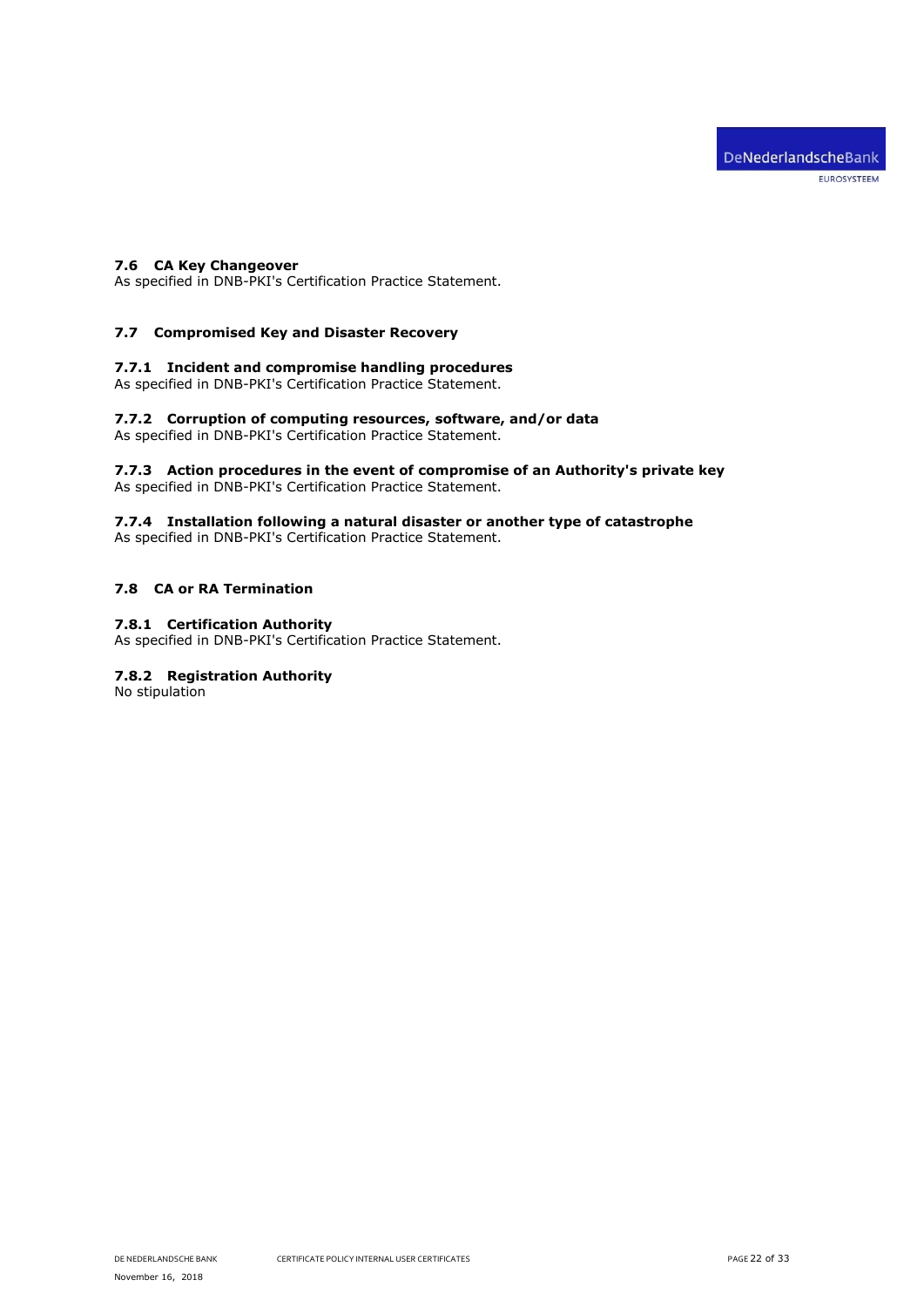## 7.6 CA Key Changeover

As specified in DNB-PKI's Certification Practice Statement.

## 7.7 Compromised Key and Disaster Recovery

### 7.7.1 Incident and compromise handling procedures

As specified in DNB-PKI's Certification Practice Statement.

### 7.7.2 Corruption of computing resources, software, and/or data

As specified in DNB-PKI's Certification Practice Statement.

### 7.7.3 Action procedures in the event of compromise of an Authority's private key

As specified in DNB-PKI's Certification Practice Statement.

### 7.7.4 Installation following a natural disaster or another type of catastrophe

As specified in DNB-PKI's Certification Practice Statement.

## 7.8 CA or RA Termination

### 7.8.1 Certification Authority

As specified in DNB-PKI's Certification Practice Statement.

### 7.8.2 Registration Authority

No stipulation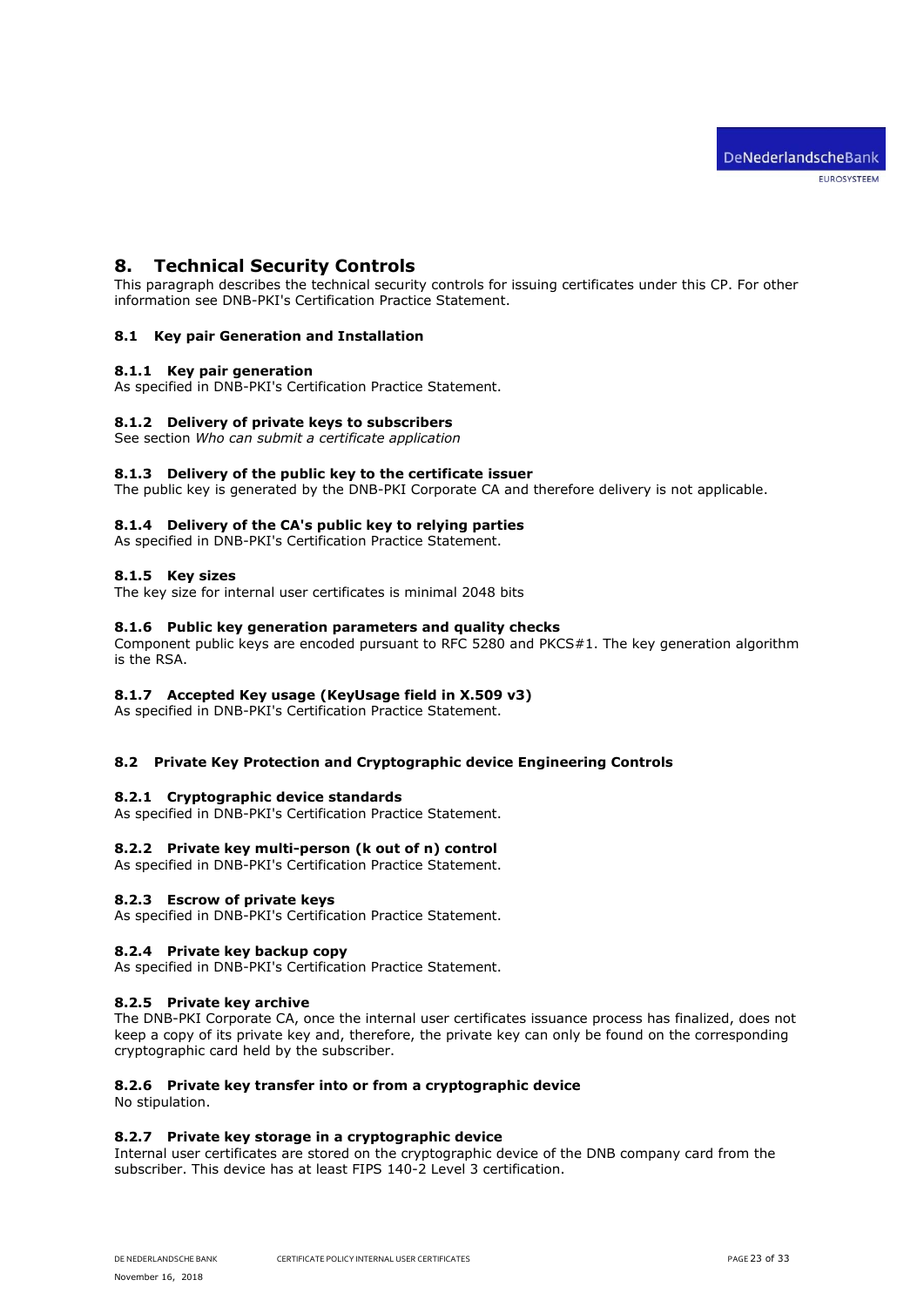# 8. Technical Security Controls

This paragraph describes the technical security controls for issuing certificates under this CP. For other information see DNB-PKI's Certification Practice Statement.

## 8.1 Key pair Generation and Installation

### 8.1.1 Key pair generation

As specified in DNB-PKI's Certification Practice Statement.

### 8.1.2 Delivery of private keys to subscribers

See section *Who can submit a certificate application*

### 8.1.3 Delivery of the public key to the certificate issuer

The public key is generated by the DNB-PKI Corporate CA and therefore delivery is not applicable.

### 8.1.4 Delivery of the CA's public key to relying parties

As specified in DNB-PKI's Certification Practice Statement.

### 8.1.5 Key sizes

The key size for internal user certificates is minimal 2048 bits

### 8.1.6 Public key generation parameters and quality checks

Component public keys are encoded pursuant to RFC 5280 and PKCS#1. The key generation algorithm is the RSA.

### 8.1.7 Accepted Key usage (KeyUsage field in X.509 v3)

As specified in DNB-PKI's Certification Practice Statement.

## 8.2 Private Key Protection and Cryptographic device Engineering Controls

### 8.2.1 Cryptographic device standards

As specified in DNB-PKI's Certification Practice Statement.

### 8.2.2 Private key multi-person (k out of n) control

As specified in DNB-PKI's Certification Practice Statement.

### 8.2.3 Escrow of private keys

As specified in DNB-PKI's Certification Practice Statement.

### 8.2.4 Private key backup copy

As specified in DNB-PKI's Certification Practice Statement.

### 8.2.5 Private key archive

The DNB-PKI Corporate CA, once the internal user certificates issuance process has finalized, does not keep a copy of its private key and, therefore, the private key can only be found on the corresponding cryptographic card held by the subscriber.

### 8.2.6 Private key transfer into or from a cryptographic device

No stipulation.

### 8.2.7 Private key storage in a cryptographic device

Internal user certificates are stored on the cryptographic device of the DNB company card from the subscriber. This device has at least FIPS 140-2 Level 3 certification.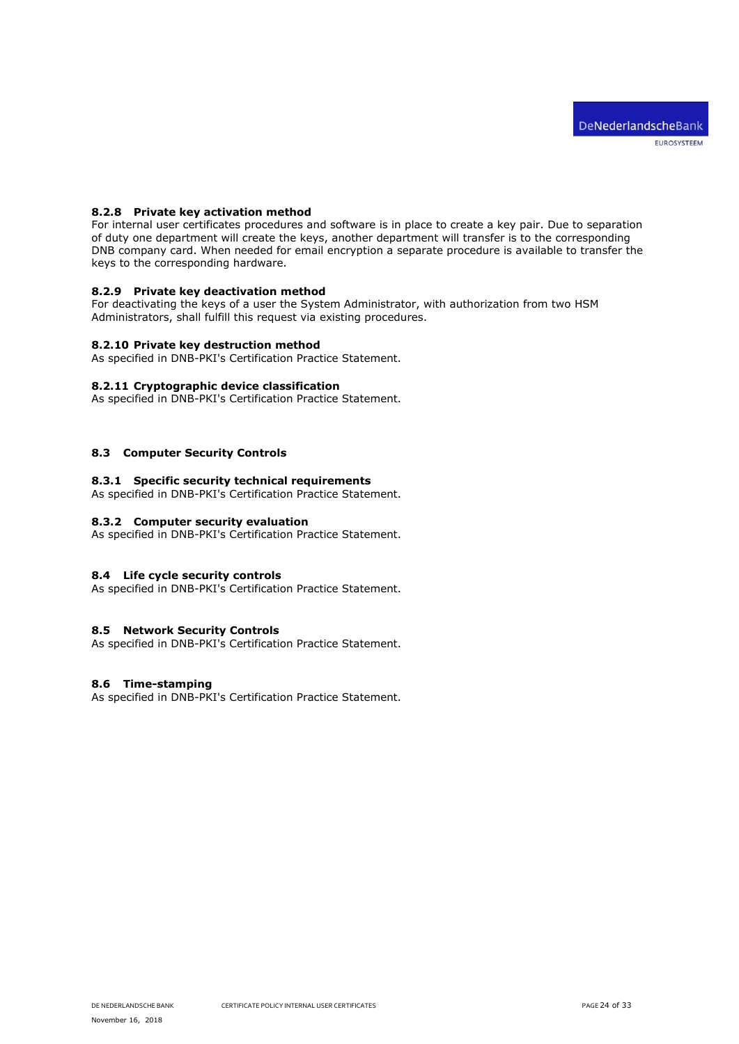#### 8.2.8 Private key activation method

For internal user certificates procedures and software is in place to create a key pair. Due to separation of duty one department will create the keys, another department will transfer is to the corresponding DNB company card. When needed for email encryption a separate procedure is available to transfer the keys to the corresponding hardware.

#### 8.2.9 Private key deactivation method

For deactivating the keys of a user the System Administrator, with authorization from two HSM Administrators, shall fulfill this request via existing procedures.

#### 8.2.10 Private key destruction method

As specified in DNB-PKI's Certification Practice Statement.

#### 8.2.11 Cryptographic device classification

As specified in DNB-PKI's Certification Practice Statement.

### 8.3 Computer Security Controls

#### 8.3.1 Specific security technical requirements

As specified in DNB-PKI's Certification Practice Statement.

#### 8.3.2 Computer security evaluation

As specified in DNB-PKI's Certification Practice Statement.

### 8.4 Life cycle security controls

As specified in DNB-PKI's Certification Practice Statement.

### 8.5 Network Security Controls

As specified in DNB-PKI's Certification Practice Statement.

### 8.6 Time-stamping

As specified in DNB-PKI's Certification Practice Statement.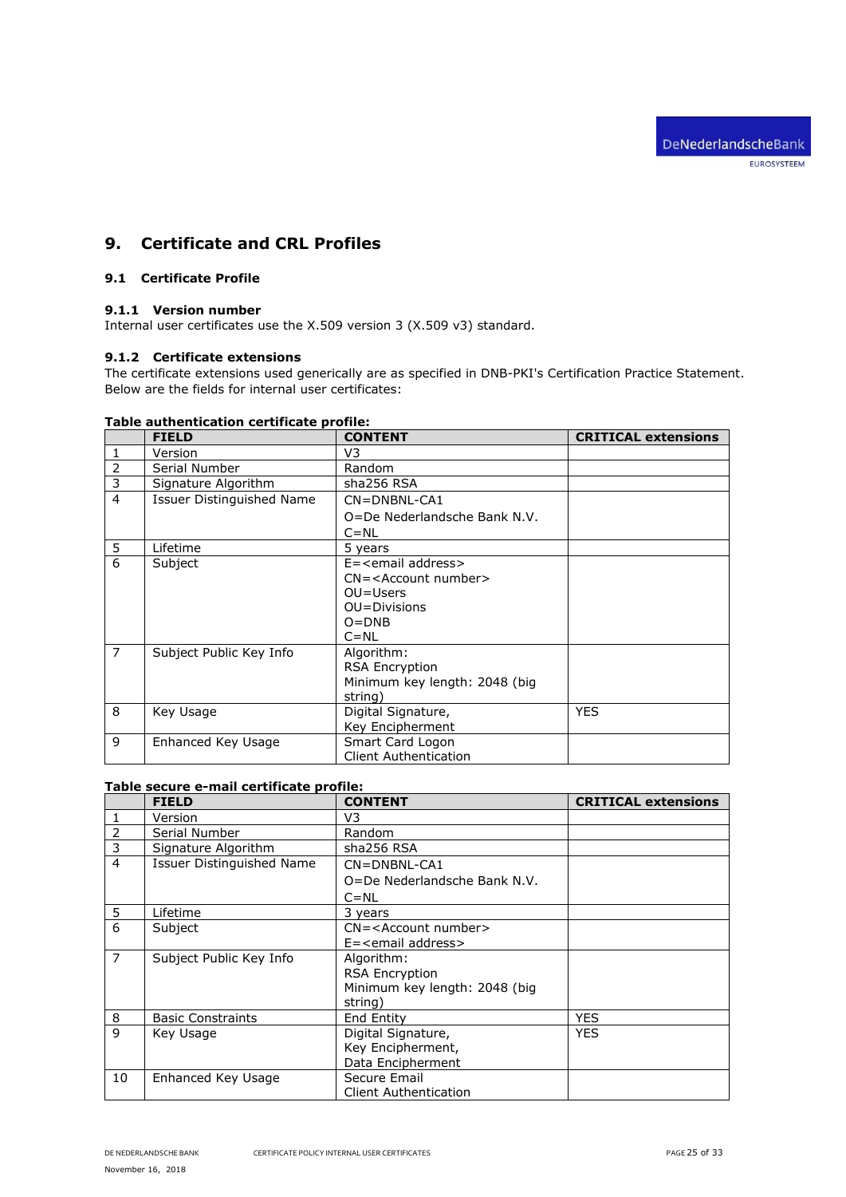# 9. Certificate and CRL Profiles

## 9.1 Certificate Profile

### 9.1.1 Version number

Internal user certificates use the X.509 version 3 (X.509 v3) standard.

### 9.1.2 Certificate extensions

The certificate extensions used generically are as specified in DNB-PKI's Certification Practice Statement. Below are the fields for internal user certificates:

**Table authentication certificate profile:**

| | FIELD | CONTENT | CRITICAL extensions |
|---|---|---|---|
| 1 | Version | V3 | |
| 2 | Serial Number | Random | |
| 3 | Signature Algorithm | sha256 RSA | |
| 4 | Issuer Distinguished Name | CN=DNBNL-CA1<br>O=De Nederlandsche Bank N.V.<br>C=NL | |
| 5 | Lifetime | 5 years | |
| 6 | Subject | E=<email address><br>CN=<Account number><br>OU=Users<br>OU=Divisions<br>O=DNB<br>C=NL | |
| 7 | Subject Public Key Info | Algorithm:<br>RSA Encryption<br>Minimum key length: 2048 (big string) | |
| 8 | Key Usage | Digital Signature,<br>Key Encipherment | YES |
| 9 | Enhanced Key Usage | Smart Card Logon<br>Client Authentication | |

**Table secure e-mail certificate profile:**

| | FIELD | CONTENT | CRITICAL extensions |
|---|---|---|---|
| 1 | Version | V3 | |
| 2 | Serial Number | Random | |
| 3 | Signature Algorithm | sha256 RSA | |
| 4 | Issuer Distinguished Name | CN=DNBNL-CA1<br>O=De Nederlandsche Bank N.V.<br>C=NL | |
| 5 | Lifetime | 3 years | |
| 6 | Subject | CN=<Account number><br>E=<email address> | |
| 7 | Subject Public Key Info | Algorithm:<br>RSA Encryption<br>Minimum key length: 2048 (big string) | |
| 8 | Basic Constraints | End Entity | YES |
| 9 | Key Usage | Digital Signature,<br>Key Encipherment,<br>Data Encipherment | YES |
| 10 | Enhanced Key Usage | Secure Email<br>Client Authentication | |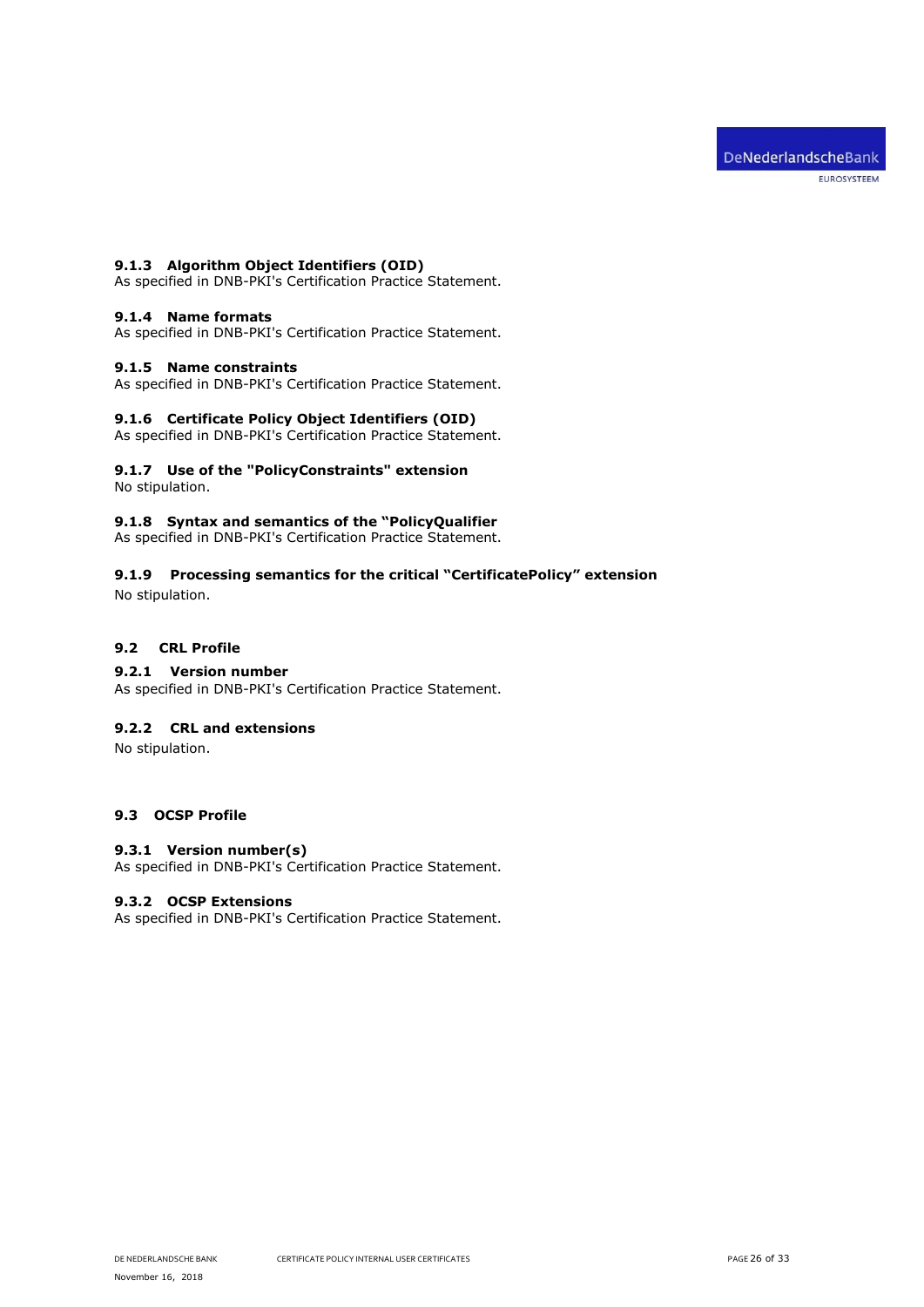### 9.1.3 Algorithm Object Identifiers (OID)

As specified in DNB-PKI's Certification Practice Statement.

### 9.1.4 Name formats

As specified in DNB-PKI's Certification Practice Statement.

### 9.1.5 Name constraints

As specified in DNB-PKI's Certification Practice Statement.

### 9.1.6 Certificate Policy Object Identifiers (OID)

As specified in DNB-PKI's Certification Practice Statement.

### 9.1.7 Use of the "PolicyConstraints" extension

No stipulation.

### 9.1.8 Syntax and semantics of the "PolicyQualifier

As specified in DNB-PKI's Certification Practice Statement.

### 9.1.9 Processing semantics for the critical "CertificatePolicy" extension

No stipulation.

## 9.2 CRL Profile

### 9.2.1 Version number

As specified in DNB-PKI's Certification Practice Statement.

### 9.2.2 CRL and extensions

No stipulation.

## 9.3 OCSP Profile

### 9.3.1 Version number(s)

As specified in DNB-PKI's Certification Practice Statement.

### 9.3.2 OCSP Extensions

As specified in DNB-PKI's Certification Practice Statement.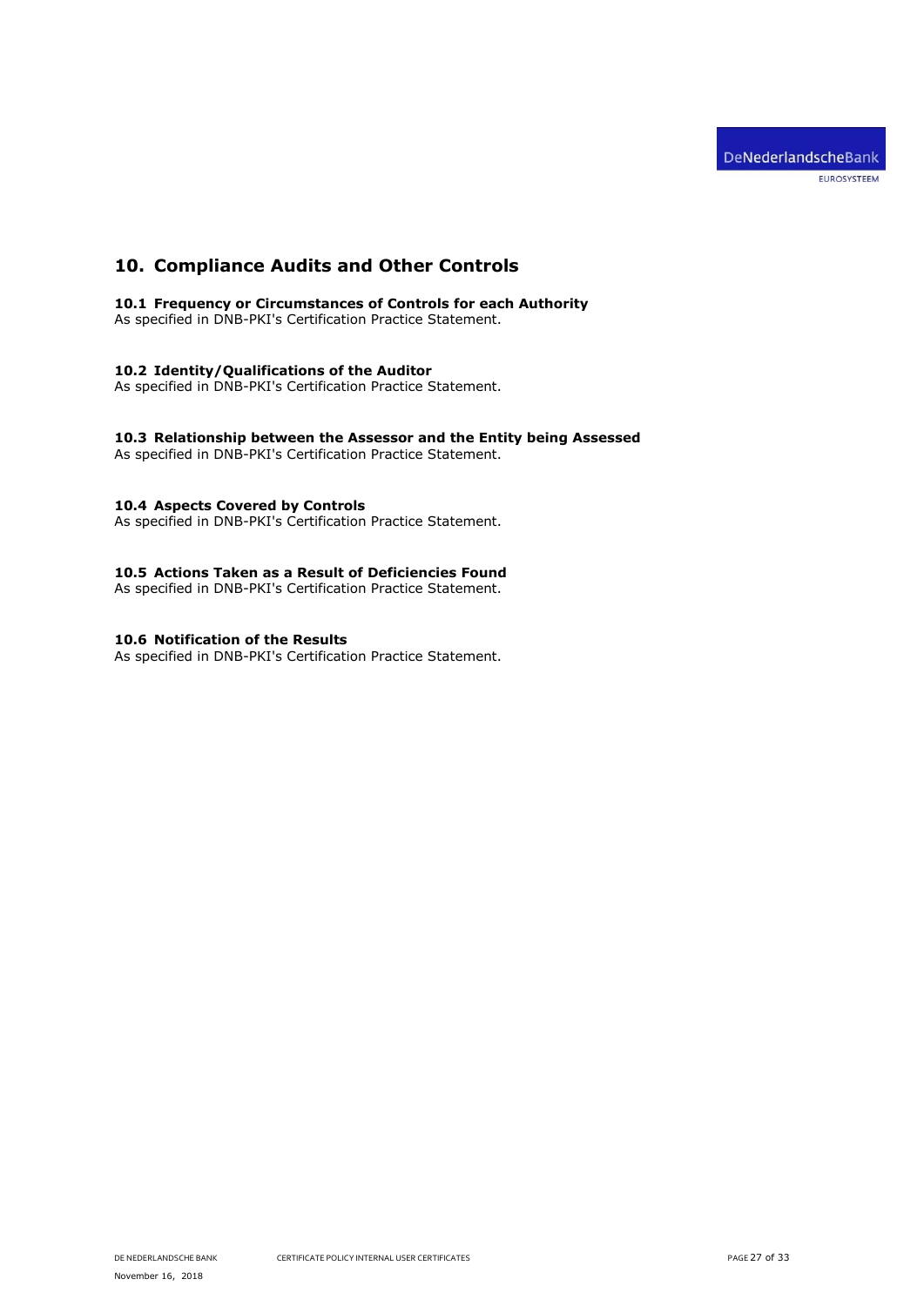# 10. Compliance Audits and Other Controls

### 10.1 Frequency or Circumstances of Controls for each Authority

As specified in DNB-PKI's Certification Practice Statement.

### 10.2 Identity/Qualifications of the Auditor

As specified in DNB-PKI's Certification Practice Statement.

### 10.3 Relationship between the Assessor and the Entity being Assessed

As specified in DNB-PKI's Certification Practice Statement.

### 10.4 Aspects Covered by Controls

As specified in DNB-PKI's Certification Practice Statement.

### 10.5 Actions Taken as a Result of Deficiencies Found

As specified in DNB-PKI's Certification Practice Statement.

### 10.6 Notification of the Results

As specified in DNB-PKI's Certification Practice Statement.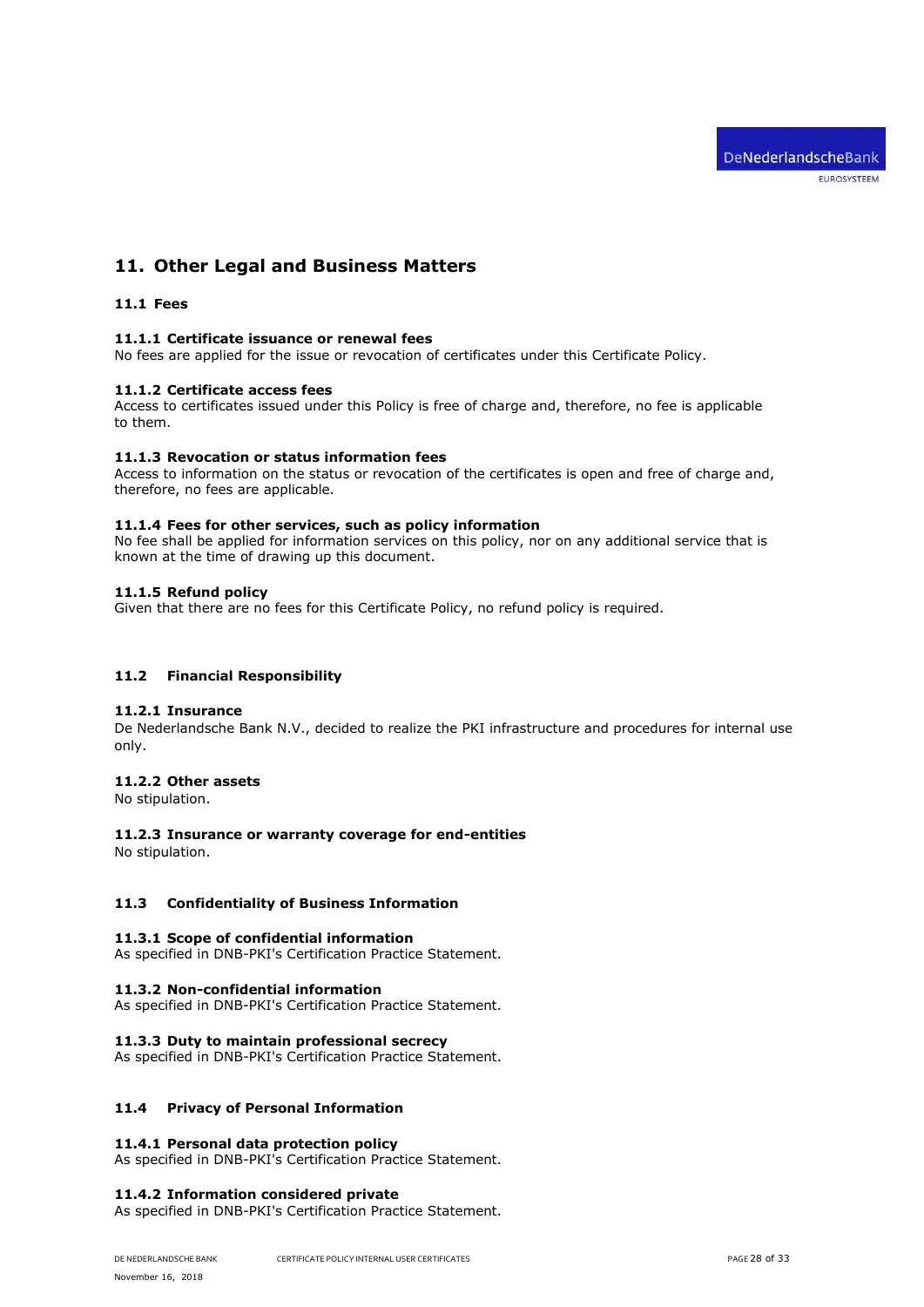# 11. Other Legal and Business Matters

## 11.1 Fees

### 11.1.1 Certificate issuance or renewal fees

No fees are applied for the issue or revocation of certificates under this Certificate Policy.

### 11.1.2 Certificate access fees

Access to certificates issued under this Policy is free of charge and, therefore, no fee is applicable to them.

### 11.1.3 Revocation or status information fees

Access to information on the status or revocation of the certificates is open and free of charge and, therefore, no fees are applicable.

### 11.1.4 Fees for other services, such as policy information

No fee shall be applied for information services on this policy, nor on any additional service that is known at the time of drawing up this document.

### 11.1.5 Refund policy

Given that there are no fees for this Certificate Policy, no refund policy is required.

## 11.2 Financial Responsibility

### 11.2.1 Insurance

De Nederlandsche Bank N.V., decided to realize the PKI infrastructure and procedures for internal use only.

### 11.2.2 Other assets

No stipulation.

### 11.2.3 Insurance or warranty coverage for end-entities

No stipulation.

## 11.3 Confidentiality of Business Information

### 11.3.1 Scope of confidential information

As specified in DNB-PKI's Certification Practice Statement.

### 11.3.2 Non-confidential information

As specified in DNB-PKI's Certification Practice Statement.

### 11.3.3 Duty to maintain professional secrecy

As specified in DNB-PKI's Certification Practice Statement.

## 11.4 Privacy of Personal Information

### 11.4.1 Personal data protection policy

As specified in DNB-PKI's Certification Practice Statement.

### 11.4.2 Information considered private

As specified in DNB-PKI's Certification Practice Statement.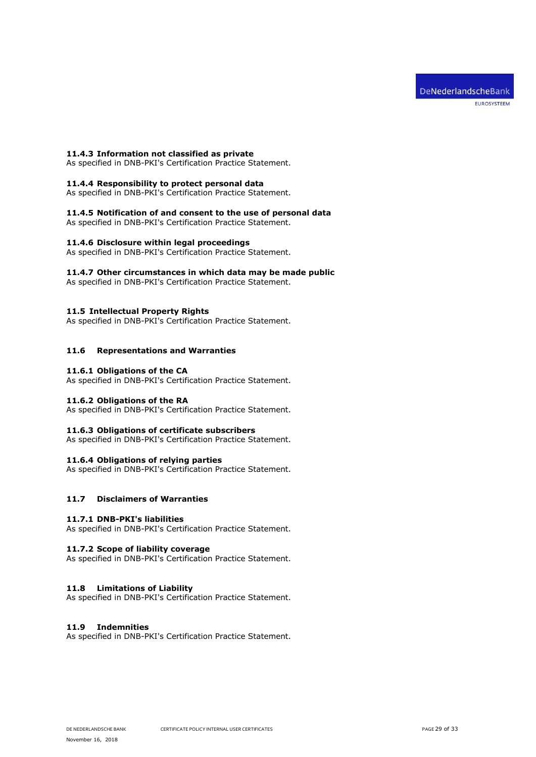### 11.4.3 Information not classified as private

As specified in DNB-PKI's Certification Practice Statement.

### 11.4.4 Responsibility to protect personal data

As specified in DNB-PKI's Certification Practice Statement.

### 11.4.5 Notification of and consent to the use of personal data

As specified in DNB-PKI's Certification Practice Statement.

### 11.4.6 Disclosure within legal proceedings

As specified in DNB-PKI's Certification Practice Statement.

### 11.4.7 Other circumstances in which data may be made public

As specified in DNB-PKI's Certification Practice Statement.

## 11.5 Intellectual Property Rights

As specified in DNB-PKI's Certification Practice Statement.

## 11.6 Representations and Warranties

### 11.6.1 Obligations of the CA

As specified in DNB-PKI's Certification Practice Statement.

### 11.6.2 Obligations of the RA

As specified in DNB-PKI's Certification Practice Statement.

### 11.6.3 Obligations of certificate subscribers

As specified in DNB-PKI's Certification Practice Statement.

### 11.6.4 Obligations of relying parties

As specified in DNB-PKI's Certification Practice Statement.

## 11.7 Disclaimers of Warranties

### 11.7.1 DNB-PKI's liabilities

As specified in DNB-PKI's Certification Practice Statement.

### 11.7.2 Scope of liability coverage

As specified in DNB-PKI's Certification Practice Statement.

## 11.8 Limitations of Liability

As specified in DNB-PKI's Certification Practice Statement.

## 11.9 Indemnities

As specified in DNB-PKI's Certification Practice Statement.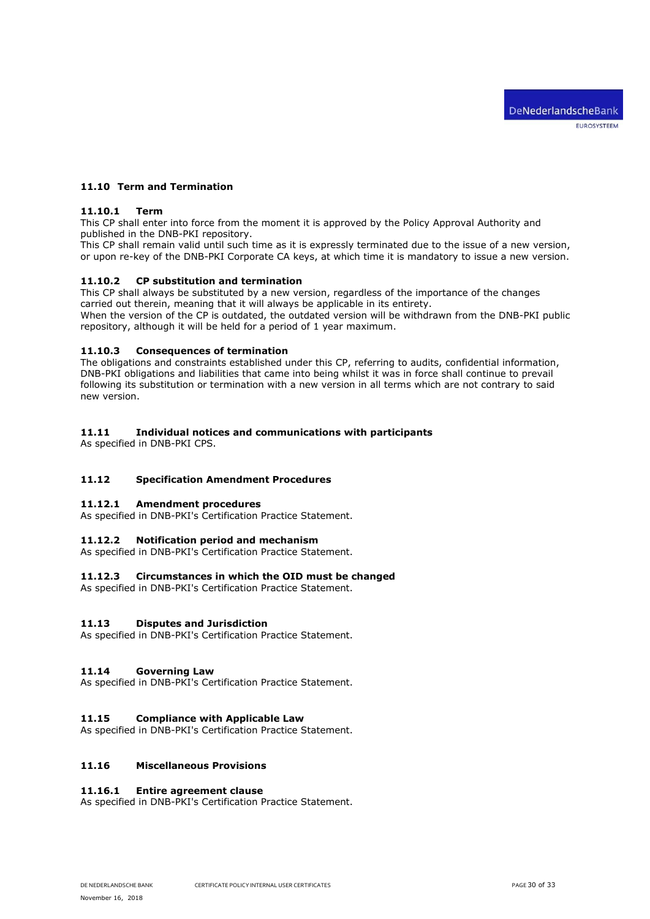## 11.10 Term and Termination

### 11.10.1 Term

This CP shall enter into force from the moment it is approved by the Policy Approval Authority and published in the DNB-PKI repository.

This CP shall remain valid until such time as it is expressly terminated due to the issue of a new version, or upon re-key of the DNB-PKI Corporate CA keys, at which time it is mandatory to issue a new version.

### 11.10.2 CP substitution and termination

This CP shall always be substituted by a new version, regardless of the importance of the changes carried out therein, meaning that it will always be applicable in its entirety.

When the version of the CP is outdated, the outdated version will be withdrawn from the DNB-PKI public repository, although it will be held for a period of 1 year maximum.

### 11.10.3 Consequences of termination

The obligations and constraints established under this CP, referring to audits, confidential information, DNB-PKI obligations and liabilities that came into being whilst it was in force shall continue to prevail following its substitution or termination with a new version in all terms which are not contrary to said new version.

## 11.11 Individual notices and communications with participants

As specified in DNB-PKI CPS.

## 11.12 Specification Amendment Procedures

### 11.12.1 Amendment procedures

As specified in DNB-PKI's Certification Practice Statement.

### 11.12.2 Notification period and mechanism

As specified in DNB-PKI's Certification Practice Statement.

### 11.12.3 Circumstances in which the OID must be changed

As specified in DNB-PKI's Certification Practice Statement.

## 11.13 Disputes and Jurisdiction

As specified in DNB-PKI's Certification Practice Statement.

## 11.14 Governing Law

As specified in DNB-PKI's Certification Practice Statement.

## 11.15 Compliance with Applicable Law

As specified in DNB-PKI's Certification Practice Statement.

## 11.16 Miscellaneous Provisions

### 11.16.1 Entire agreement clause

As specified in DNB-PKI's Certification Practice Statement.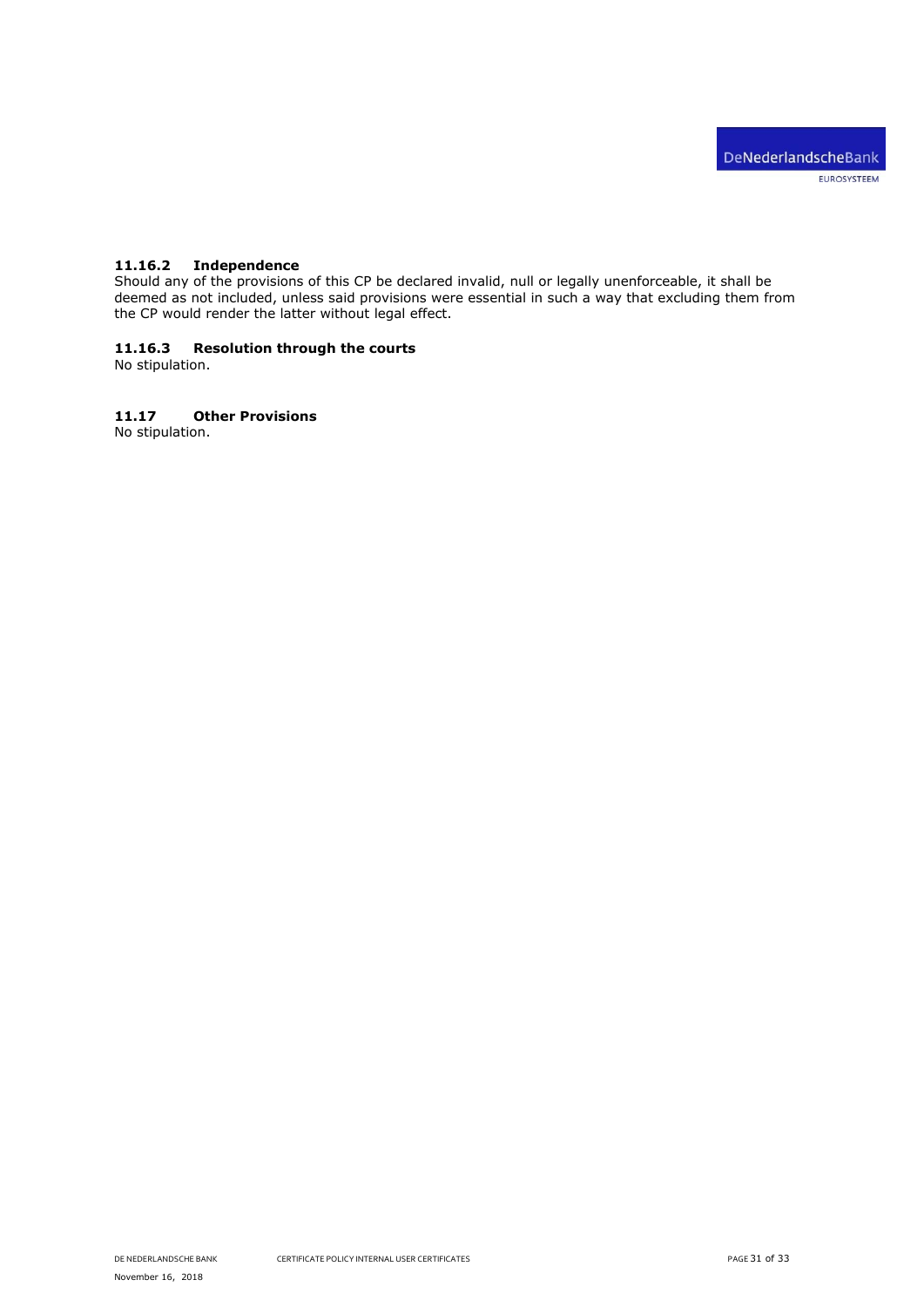#### 11.16.2 Independence

Should any of the provisions of this CP be declared invalid, null or legally unenforceable, it shall be deemed as not included, unless said provisions were essential in such a way that excluding them from the CP would render the latter without legal effect.

#### 11.16.3 Resolution through the courts

No stipulation.

### 11.17 Other Provisions

No stipulation.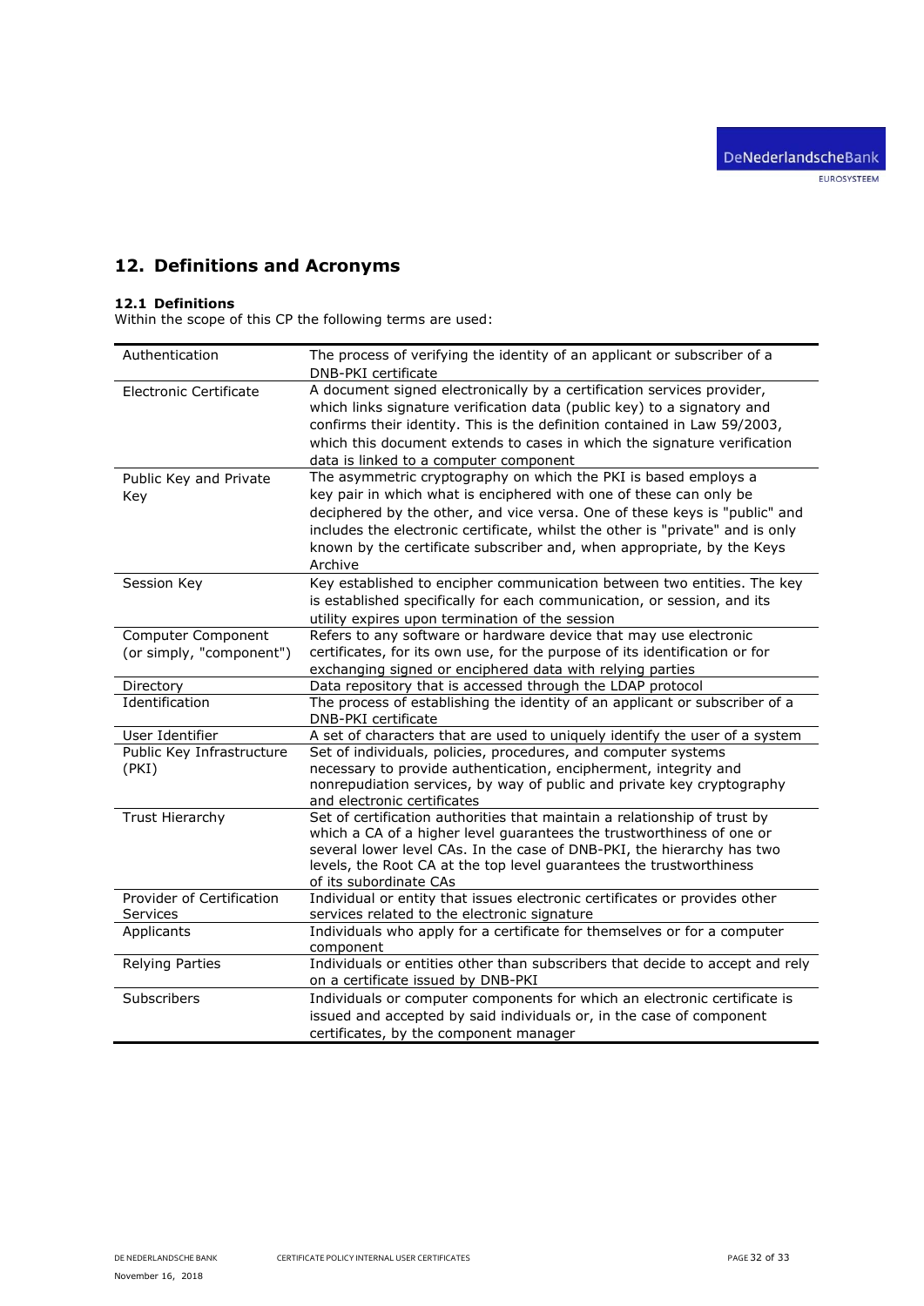## 12. Definitions and Acronyms

### 12.1 Definitions

Within the scope of this CP the following terms are used:

| | |
|---|---|
| Authentication | The process of verifying the identity of an applicant or subscriber of a DNB-PKI certificate |
| Electronic Certificate | A document signed electronically by a certification services provider, which links signature verification data (public key) to a signatory and confirms their identity. This is the definition contained in Law 59/2003, which this document extends to cases in which the signature verification data is linked to a computer component |
| Public Key and Private Key | The asymmetric cryptography on which the PKI is based employs a key pair in which what is enciphered with one of these can only be deciphered by the other, and vice versa. One of these keys is "public" and includes the electronic certificate, whilst the other is "private" and is only known by the certificate subscriber and, when appropriate, by the Keys Archive |
| Session Key | Key established to encipher communication between two entities. The key is established specifically for each communication, or session, and its utility expires upon termination of the session |
| Computer Component (or simply, "component") | Refers to any software or hardware device that may use electronic certificates, for its own use, for the purpose of its identification or for exchanging signed or enciphered data with relying parties |
| Directory | Data repository that is accessed through the LDAP protocol |
| Identification | The process of establishing the identity of an applicant or subscriber of a DNB-PKI certificate |
| User Identifier | A set of characters that are used to uniquely identify the user of a system |
| Public Key Infrastructure (PKI) | Set of individuals, policies, procedures, and computer systems necessary to provide authentication, encipherment, integrity and nonrepudiation services, by way of public and private key cryptography and electronic certificates |
| Trust Hierarchy | Set of certification authorities that maintain a relationship of trust by which a CA of a higher level guarantees the trustworthiness of one or several lower level CAs. In the case of DNB-PKI, the hierarchy has two levels, the Root CA at the top level guarantees the trustworthiness of its subordinate CAs |
| Provider of Certification Services | Individual or entity that issues electronic certificates or provides other services related to the electronic signature |
| Applicants | Individuals who apply for a certificate for themselves or for a computer component |
| Relying Parties | Individuals or entities other than subscribers that decide to accept and rely on a certificate issued by DNB-PKI |
| Subscribers | Individuals or computer components for which an electronic certificate is issued and accepted by said individuals or, in the case of component certificates, by the component manager |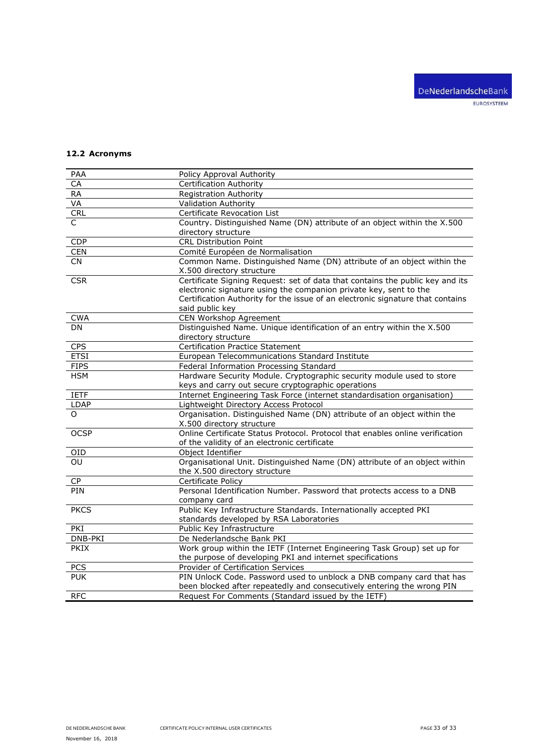### 12.2 Acronyms

| | |
|---|---|
| PAA | Policy Approval Authority |
| CA | Certification Authority |
| RA | Registration Authority |
| VA | Validation Authority |
| CRL | Certificate Revocation List |
| C | Country. Distinguished Name (DN) attribute of an object within the X.500 directory structure |
| CDP | CRL Distribution Point |
| CEN | Comité Européen de Normalisation |
| CN | Common Name. Distinguished Name (DN) attribute of an object within the X.500 directory structure |
| CSR | Certificate Signing Request: set of data that contains the public key and its electronic signature using the companion private key, sent to the Certification Authority for the issue of an electronic signature that contains said public key |
| CWA | CEN Workshop Agreement |
| DN | Distinguished Name. Unique identification of an entry within the X.500 directory structure |
| CPS | Certification Practice Statement |
| ETSI | European Telecommunications Standard Institute |
| FIPS | Federal Information Processing Standard |
| HSM | Hardware Security Module. Cryptographic security module used to store keys and carry out secure cryptographic operations |
| IETF | Internet Engineering Task Force (internet standardisation organisation) |
| LDAP | Lightweight Directory Access Protocol |
| O | Organisation. Distinguished Name (DN) attribute of an object within the X.500 directory structure |
| OCSP | Online Certificate Status Protocol. Protocol that enables online verification of the validity of an electronic certificate |
| OID | Object Identifier |
| OU | Organisational Unit. Distinguished Name (DN) attribute of an object within the X.500 directory structure |
| CP | Certificate Policy |
| PIN | Personal Identification Number. Password that protects access to a DNB company card |
| PKCS | Public Key Infrastructure Standards. Internationally accepted PKI standards developed by RSA Laboratories |
| PKI | Public Key Infrastructure |
| DNB-PKI | De Nederlandsche Bank PKI |
| PKIX | Work group within the IETF (Internet Engineering Task Group) set up for the purpose of developing PKI and internet specifications |
| PCS | Provider of Certification Services |
| PUK | PIN UnlocK Code. Password used to unblock a DNB company card that has been blocked after repeatedly and consecutively entering the wrong PIN |
| RFC | Request For Comments (Standard issued by the IETF) |